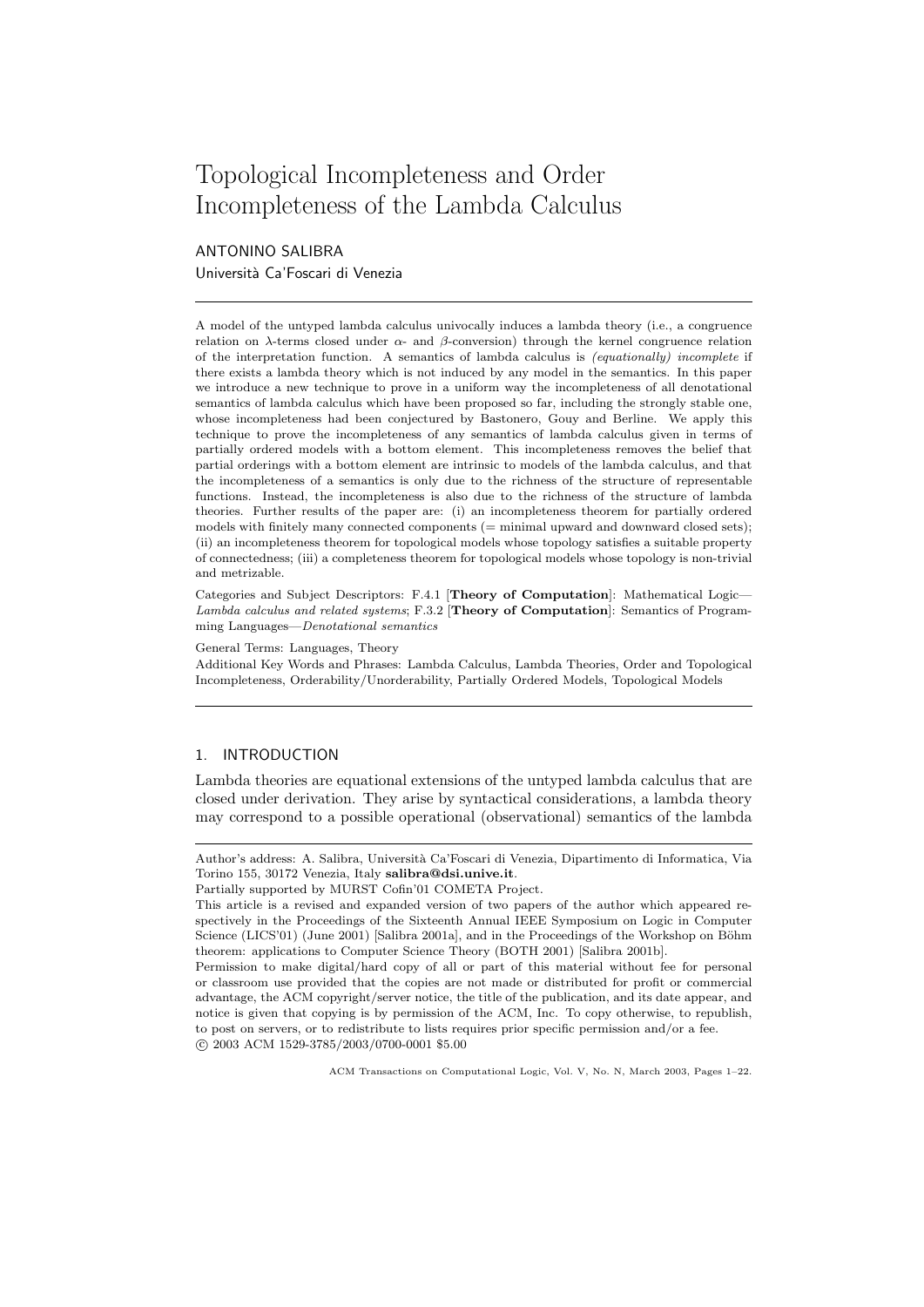# Topological Incompleteness and Order Incompleteness of the Lambda Calculus

ANTONINO SALIBRA

Università Ca'Foscari di Venezia

---

A model of the untyped lambda calculus univocally induces a lambda theory (i.e., a congruence relation on $\lambda$-terms closed under $\alpha$- and $\beta$-conversion) through the kernel congruence relation of the interpretation function. A semantics of lambda calculus is *(equationally) incomplete* if there exists a lambda theory which is not induced by any model in the semantics. In this paper we introduce a new technique to prove in a uniform way the incompleteness of all denotational semantics of lambda calculus which have been proposed so far, including the strongly stable one, whose incompleteness had been conjectured by Bastonero, Gouy and Berline. We apply this technique to prove the incompleteness of any semantics of lambda calculus given in terms of partially ordered models with a bottom element. This incompleteness removes the belief that partial orderings with a bottom element are intrinsic to models of the lambda calculus, and that the incompleteness of a semantics is only due to the richness of the structure of representable functions. Instead, the incompleteness is also due to the richness of the structure of lambda theories. Further results of the paper are: (i) an incompleteness theorem for partially ordered models with finitely many connected components (= minimal upward and downward closed sets); (ii) an incompleteness theorem for topological models whose topology satisfies a suitable property of connectedness; (iii) a completeness theorem for topological models whose topology is non-trivial and metrizable.

Categories and Subject Descriptors: F.4.1 [**Theory of Computation**]: Mathematical Logic—*Lambda calculus and related systems*; F.3.2 [**Theory of Computation**]: Semantics of Programming Languages—*Denotational semantics*

General Terms: Languages, Theory

Additional Key Words and Phrases: Lambda Calculus, Lambda Theories, Order and Topological Incompleteness, Orderability/Unorderability, Partially Ordered Models, Topological Models

---

## 1. INTRODUCTION

Lambda theories are equational extensions of the untyped lambda calculus that are closed under derivation. They arise by syntactical considerations, a lambda theory may correspond to a possible operational (observational) semantics of the lambda

---

Author's address: A. Salibra, Università Ca'Foscari di Venezia, Dipartimento di Informatica, Via Torino 155, 30172 Venezia, Italy **salibra@dsi.unive.it**.

Partially supported by MURST Cofin'01 COMETA Project.

This article is a revised and expanded version of two papers of the author which appeared respectively in the Proceedings of the Sixteenth Annual IEEE Symposium on Logic in Computer Science (LICS'01) (June 2001) [Salibra 2001a], and in the Proceedings of the Workshop on Böhm theorem: applications to Computer Science Theory (BOTH 2001) [Salibra 2001b].

Permission to make digital/hard copy of all or part of this material without fee for personal or classroom use provided that the copies are not made or distributed for profit or commercial advantage, the ACM copyright/server notice, the title of the publication, and its date appear, and notice is given that copying is by permission of the ACM, Inc. To copy otherwise, to republish, to post on servers, or to redistribute to lists requires prior specific permission and/or a fee.

© 2003 ACM 1529-3785/2003/0700-0001 $5.00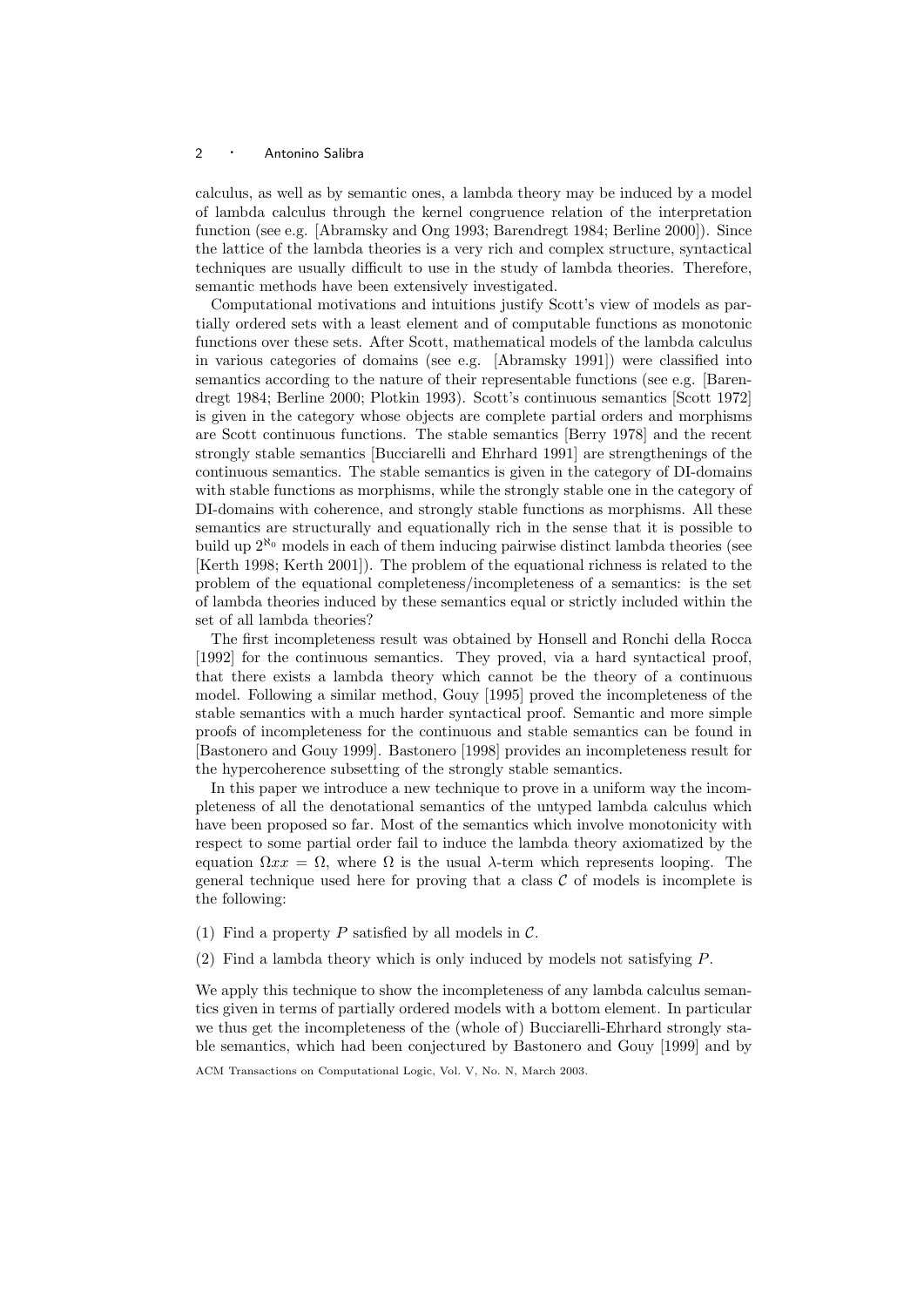calculus, as well as by semantic ones, a lambda theory may be induced by a model of lambda calculus through the kernel congruence relation of the interpretation function (see e.g. [Abramsky and Ong 1993; Barendregt 1984; Berline 2000]). Since the lattice of the lambda theories is a very rich and complex structure, syntactical techniques are usually difficult to use in the study of lambda theories. Therefore, semantic methods have been extensively investigated.

Computational motivations and intuitions justify Scott's view of models as partially ordered sets with a least element and of computable functions as monotonic functions over these sets. After Scott, mathematical models of the lambda calculus in various categories of domains (see e.g. [Abramsky 1991]) were classified into semantics according to the nature of their representable functions (see e.g. [Barendregt 1984; Berline 2000; Plotkin 1993). Scott's continuous semantics [Scott 1972] is given in the category whose objects are complete partial orders and morphisms are Scott continuous functions. The stable semantics [Berry 1978] and the recent strongly stable semantics [Bucciarelli and Ehrhard 1991] are strengthenings of the continuous semantics. The stable semantics is given in the category of DI-domains with stable functions as morphisms, while the strongly stable one in the category of DI-domains with coherence, and strongly stable functions as morphisms. All these semantics are structurally and equationally rich in the sense that it is possible to build up $2^{\aleph_0}$ models in each of them inducing pairwise distinct lambda theories (see [Kerth 1998; Kerth 2001]). The problem of the equational richness is related to the problem of the equational completeness/incompleteness of a semantics: is the set of lambda theories induced by these semantics equal or strictly included within the set of all lambda theories?

The first incompleteness result was obtained by Honsell and Ronchi della Rocca [1992] for the continuous semantics. They proved, via a hard syntactical proof, that there exists a lambda theory which cannot be the theory of a continuous model. Following a similar method, Gouy [1995] proved the incompleteness of the stable semantics with a much harder syntactical proof. Semantic and more simple proofs of incompleteness for the continuous and stable semantics can be found in [Bastonero and Gouy 1999]. Bastonero [1998] provides an incompleteness result for the hypercoherence subsetting of the strongly stable semantics.

In this paper we introduce a new technique to prove in a uniform way the incompleteness of all the denotational semantics of the untyped lambda calculus which have been proposed so far. Most of the semantics which involve monotonicity with respect to some partial order fail to induce the lambda theory axiomatized by the equation $\Omega xx = \Omega$, where $\Omega$ is the usual $\lambda$-term which represents looping. The general technique used here for proving that a class $\mathcal{C}$ of models is incomplete is the following:

(1) Find a property $P$ satisfied by all models in $\mathcal{C}$.

(2) Find a lambda theory which is only induced by models not satisfying $P$.

We apply this technique to show the incompleteness of any lambda calculus semantics given in terms of partially ordered models with a bottom element. In particular we thus get the incompleteness of the (whole of) Bucciarelli-Ehrhard strongly stable semantics, which had been conjectured by Bastonero and Gouy [1999] and by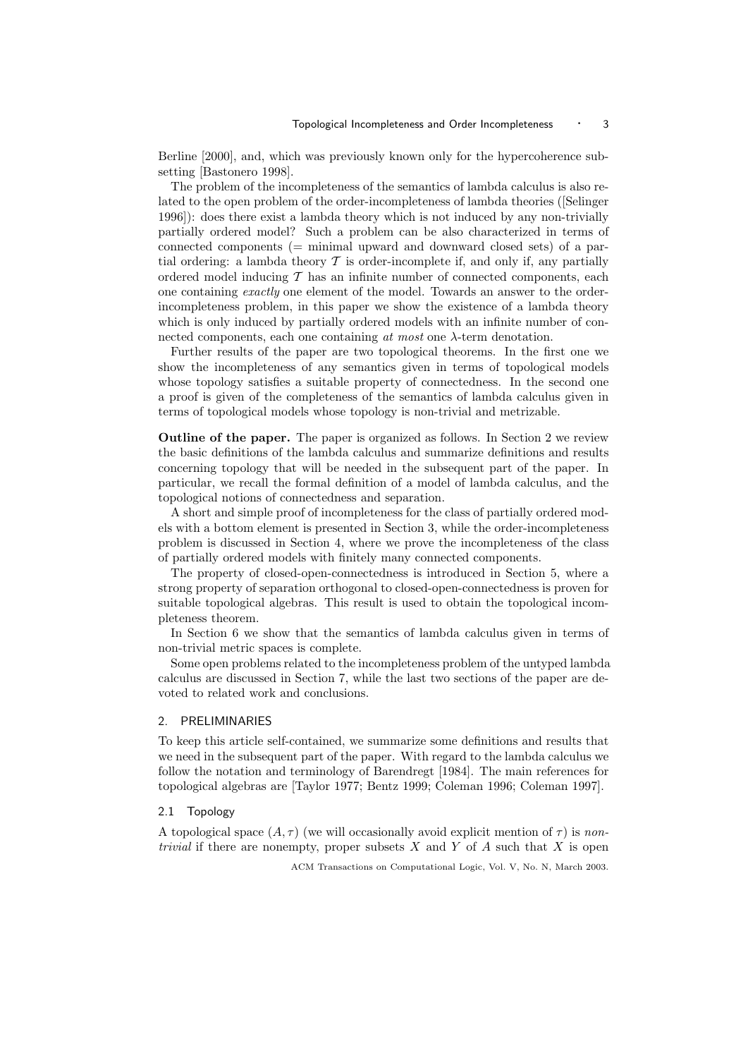Berline [2000], and, which was previously known only for the hypercoherence subsetting [Bastonero 1998].

The problem of the incompleteness of the semantics of lambda calculus is also related to the open problem of the order-incompleteness of lambda theories ([Selinger 1996]): does there exist a lambda theory which is not induced by any non-trivially partially ordered model? Such a problem can be also characterized in terms of connected components (= minimal upward and downward closed sets) of a partial ordering: a lambda theory $\mathcal{T}$ is order-incomplete if, and only if, any partially ordered model inducing $\mathcal{T}$ has an infinite number of connected components, each one containing *exactly* one element of the model. Towards an answer to the order-incompleteness problem, in this paper we show the existence of a lambda theory which is only induced by partially ordered models with an infinite number of connected components, each one containing *at most* one $\lambda$-term denotation.

Further results of the paper are two topological theorems. In the first one we show the incompleteness of any semantics given in terms of topological models whose topology satisfies a suitable property of connectedness. In the second one a proof is given of the completeness of the semantics of lambda calculus given in terms of topological models whose topology is non-trivial and metrizable.

**Outline of the paper.** The paper is organized as follows. In Section 2 we review the basic definitions of the lambda calculus and summarize definitions and results concerning topology that will be needed in the subsequent part of the paper. In particular, we recall the formal definition of a model of lambda calculus, and the topological notions of connectedness and separation.

A short and simple proof of incompleteness for the class of partially ordered models with a bottom element is presented in Section 3, while the order-incompleteness problem is discussed in Section 4, where we prove the incompleteness of the class of partially ordered models with finitely many connected components.

The property of closed-open-connectedness is introduced in Section 5, where a strong property of separation orthogonal to closed-open-connectedness is proven for suitable topological algebras. This result is used to obtain the topological incompleteness theorem.

In Section 6 we show that the semantics of lambda calculus given in terms of non-trivial metric spaces is complete.

Some open problems related to the incompleteness problem of the untyped lambda calculus are discussed in Section 7, while the last two sections of the paper are devoted to related work and conclusions.

## 2. PRELIMINARIES

To keep this article self-contained, we summarize some definitions and results that we need in the subsequent part of the paper. With regard to the lambda calculus we follow the notation and terminology of Barendregt [1984]. The main references for topological algebras are [Taylor 1977; Bentz 1999; Coleman 1996; Coleman 1997].

### 2.1 Topology

A topological space $(A, \tau)$ (we will occasionally avoid explicit mention of $\tau$) is *non-trivial* if there are nonempty, proper subsets $X$ and $Y$ of $A$ such that $X$ is open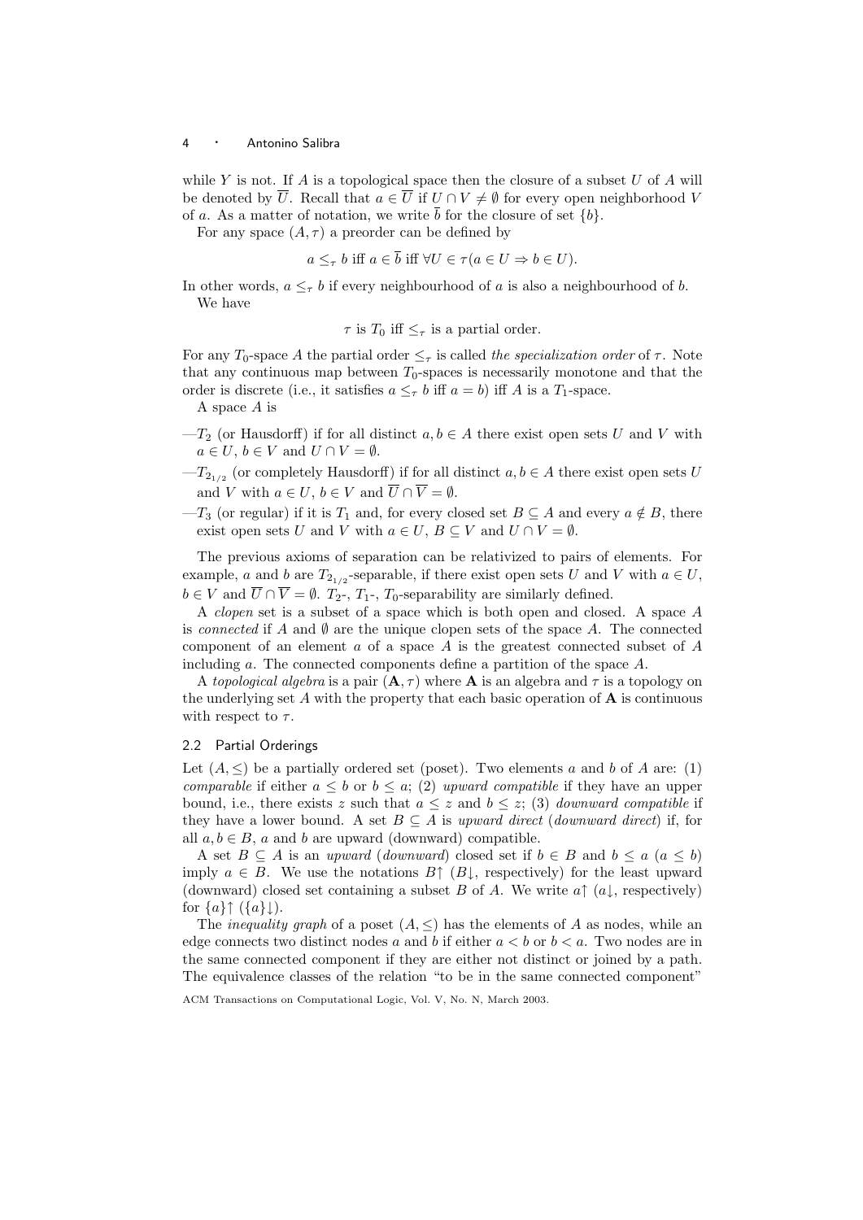while $Y$ is not. If $A$ is a topological space then the closure of a subset $U$ of $A$ will be denoted by $\overline{U}$. Recall that $a \in \overline{U}$ if $U \cap V \neq \emptyset$ for every open neighborhood $V$ of $a$. As a matter of notation, we write $\overline{b}$ for the closure of set $\{b\}$.

For any space $(A, \tau)$ a preorder can be defined by

$$a \leq_\tau b \text{ iff } a \in \overline{b} \text{ iff } \forall U \in \tau (a \in U \Rightarrow b \in U).$$

In other words, $a \leq_\tau b$ if every neighbourhood of $a$ is also a neighbourhood of $b$.

We have

$$\tau \text{ is } T_0 \text{ iff } \leq_\tau \text{ is a partial order.}$$

For any $T_0$-space $A$ the partial order $\leq_\tau$ is called *the specialization order* of $\tau$. Note that any continuous map between $T_0$-spaces is necessarily monotone and that the order is discrete (i.e., it satisfies $a \leq_\tau b$ iff $a = b$) iff $A$ is a $T_1$-space.

A space $A$ is

—$T_2$ (or Hausdorff) if for all distinct $a, b \in A$ there exist open sets $U$ and $V$ with $a \in U$, $b \in V$ and $U \cap V = \emptyset$.

—$T_{2_{1/2}}$ (or completely Hausdorff) if for all distinct $a, b \in A$ there exist open sets $U$ and $V$ with $a \in U$, $b \in V$ and $\overline{U} \cap \overline{V} = \emptyset$.

—$T_3$ (or regular) if it is $T_1$ and, for every closed set $B \subseteq A$ and every $a \notin B$, there exist open sets $U$ and $V$ with $a \in U$, $B \subseteq V$ and $U \cap V = \emptyset$.

The previous axioms of separation can be relativized to pairs of elements. For example, $a$ and $b$ are $T_{2_{1/2}}$-separable, if there exist open sets $U$ and $V$ with $a \in U$, $b \in V$ and $\overline{U} \cap \overline{V} = \emptyset$. $T_2$-, $T_1$-, $T_0$-separability are similarly defined.

A *clopen* set is a subset of a space which is both open and closed. A space $A$ is *connected* if $A$ and $\emptyset$ are the unique clopen sets of the space $A$. The connected component of an element $a$ of a space $A$ is the greatest connected subset of $A$ including $a$. The connected components define a partition of the space $A$.

A *topological algebra* is a pair $(\mathbf{A}, \tau)$ where $\mathbf{A}$ is an algebra and $\tau$ is a topology on the underlying set $A$ with the property that each basic operation of $\mathbf{A}$ is continuous with respect to $\tau$.

## 2.2 Partial Orderings

Let $(A, \leq)$ be a partially ordered set (poset). Two elements $a$ and $b$ of $A$ are: (1) *comparable* if either $a \leq b$ or $b \leq a$; (2) *upward compatible* if they have an upper bound, i.e., there exists $z$ such that $a \leq z$ and $b \leq z$; (3) *downward compatible* if they have a lower bound. A set $B \subseteq A$ is *upward direct* (*downward direct*) if, for all $a, b \in B$, $a$ and $b$ are upward (downward) compatible.

A set $B \subseteq A$ is an *upward* (*downward*) closed set if $b \in B$ and $b \leq a$ ($a \leq b$) imply $a \in B$. We use the notations $B\!\uparrow$ ($B\!\downarrow$, respectively) for the least upward (downward) closed set containing a subset $B$ of $A$. We write $a\!\uparrow$ ($a\!\downarrow$, respectively) for $\{a\}\!\uparrow$ ($\{a\}\!\downarrow$).

The *inequality graph* of a poset $(A, \leq)$ has the elements of $A$ as nodes, while an edge connects two distinct nodes $a$ and $b$ if either $a < b$ or $b < a$. Two nodes are in the same connected component if they are either not distinct or joined by a path. The equivalence classes of the relation "to be in the same connected component"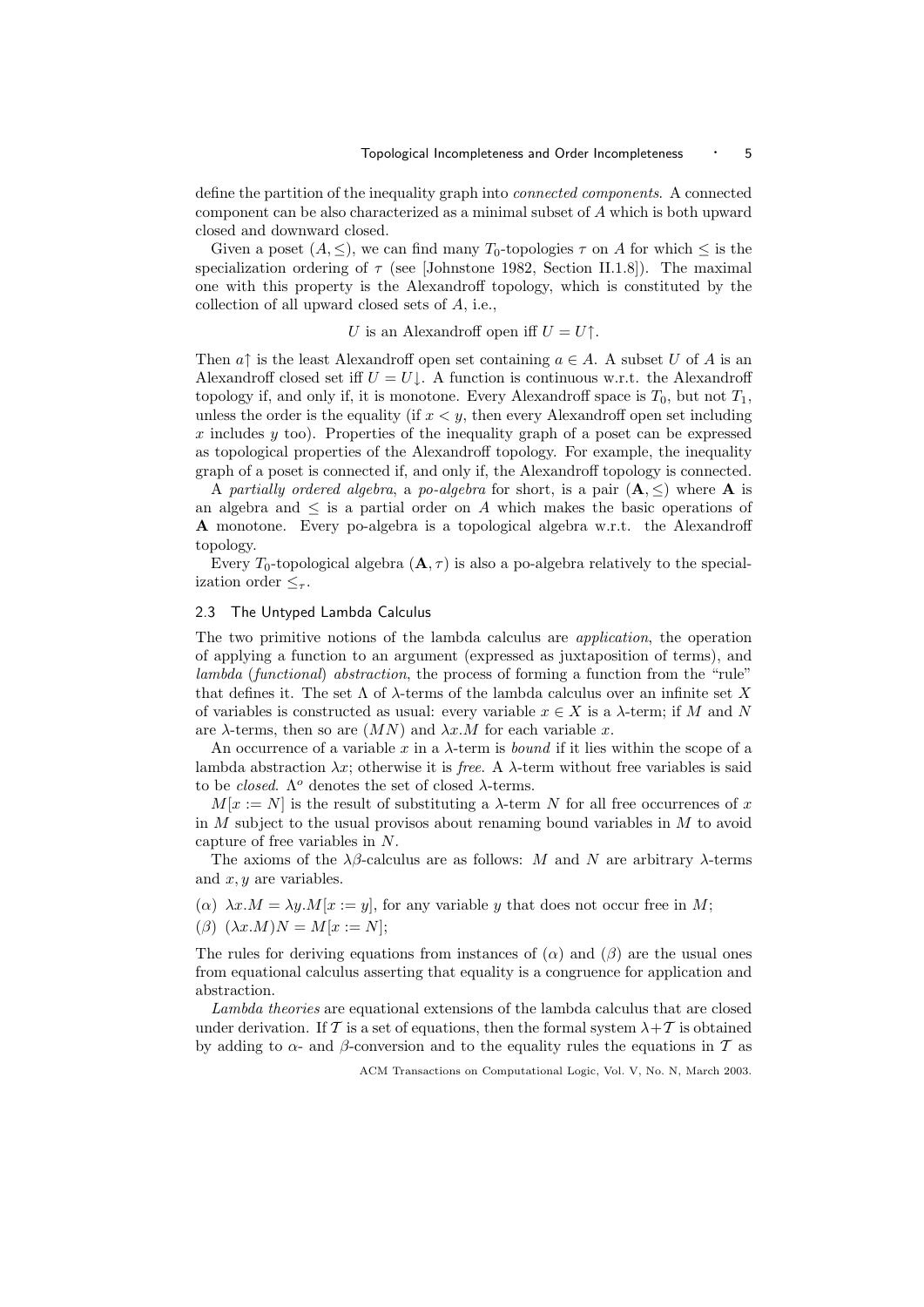define the partition of the inequality graph into *connected components*. A connected component can be also characterized as a minimal subset of $A$ which is both upward closed and downward closed.

Given a poset $(A, \leq)$, we can find many $T_0$-topologies $\tau$ on $A$ for which $\leq$ is the specialization ordering of $\tau$ (see [Johnstone 1982, Section II.1.8]). The maximal one with this property is the Alexandroff topology, which is constituted by the collection of all upward closed sets of $A$, i.e.,

$$U \text{ is an Alexandroff open iff } U = U\uparrow.$$

Then $a\uparrow$ is the least Alexandroff open set containing $a \in A$. A subset $U$ of $A$ is an Alexandroff closed set iff $U = U\downarrow$. A function is continuous w.r.t. the Alexandroff topology if, and only if, it is monotone. Every Alexandroff space is $T_0$, but not $T_1$, unless the order is the equality (if $x < y$, then every Alexandroff open set including $x$ includes $y$ too). Properties of the inequality graph of a poset can be expressed as topological properties of the Alexandroff topology. For example, the inequality graph of a poset is connected if, and only if, the Alexandroff topology is connected.

A *partially ordered algebra*, a *po-algebra* for short, is a pair $(\mathbf{A}, \leq)$ where $\mathbf{A}$ is an algebra and $\leq$ is a partial order on $A$ which makes the basic operations of $\mathbf{A}$ monotone. Every po-algebra is a topological algebra w.r.t. the Alexandroff topology.

Every $T_0$-topological algebra $(\mathbf{A}, \tau)$ is also a po-algebra relatively to the specialization order $\leq_\tau$.

### 2.3 The Untyped Lambda Calculus

The two primitive notions of the lambda calculus are *application*, the operation of applying a function to an argument (expressed as juxtaposition of terms), and *lambda* (*functional*) *abstraction*, the process of forming a function from the "rule" that defines it. The set $\Lambda$ of $\lambda$-terms of the lambda calculus over an infinite set $X$ of variables is constructed as usual: every variable $x \in X$ is a $\lambda$-term; if $M$ and $N$ are $\lambda$-terms, then so are $(MN)$ and $\lambda x.M$ for each variable $x$.

An occurrence of a variable $x$ in a $\lambda$-term is *bound* if it lies within the scope of a lambda abstraction $\lambda x$; otherwise it is *free*. A $\lambda$-term without free variables is said to be *closed*. $\Lambda^o$ denotes the set of closed $\lambda$-terms.

$M[x := N]$ is the result of substituting a $\lambda$-term $N$ for all free occurrences of $x$ in $M$ subject to the usual provisos about renaming bound variables in $M$ to avoid capture of free variables in $N$.

The axioms of the $\lambda\beta$-calculus are as follows: $M$ and $N$ are arbitrary $\lambda$-terms and $x, y$ are variables.

($\alpha$) $\lambda x.M = \lambda y.M[x := y]$, for any variable $y$ that does not occur free in $M$;

($\beta$) $(\lambda x.M)N = M[x := N]$;

The rules for deriving equations from instances of ($\alpha$) and ($\beta$) are the usual ones from equational calculus asserting that equality is a congruence for application and abstraction.

*Lambda theories* are equational extensions of the lambda calculus that are closed under derivation. If $\mathcal{T}$ is a set of equations, then the formal system $\lambda+\mathcal{T}$ is obtained by adding to $\alpha$- and $\beta$-conversion and to the equality rules the equations in $\mathcal{T}$ as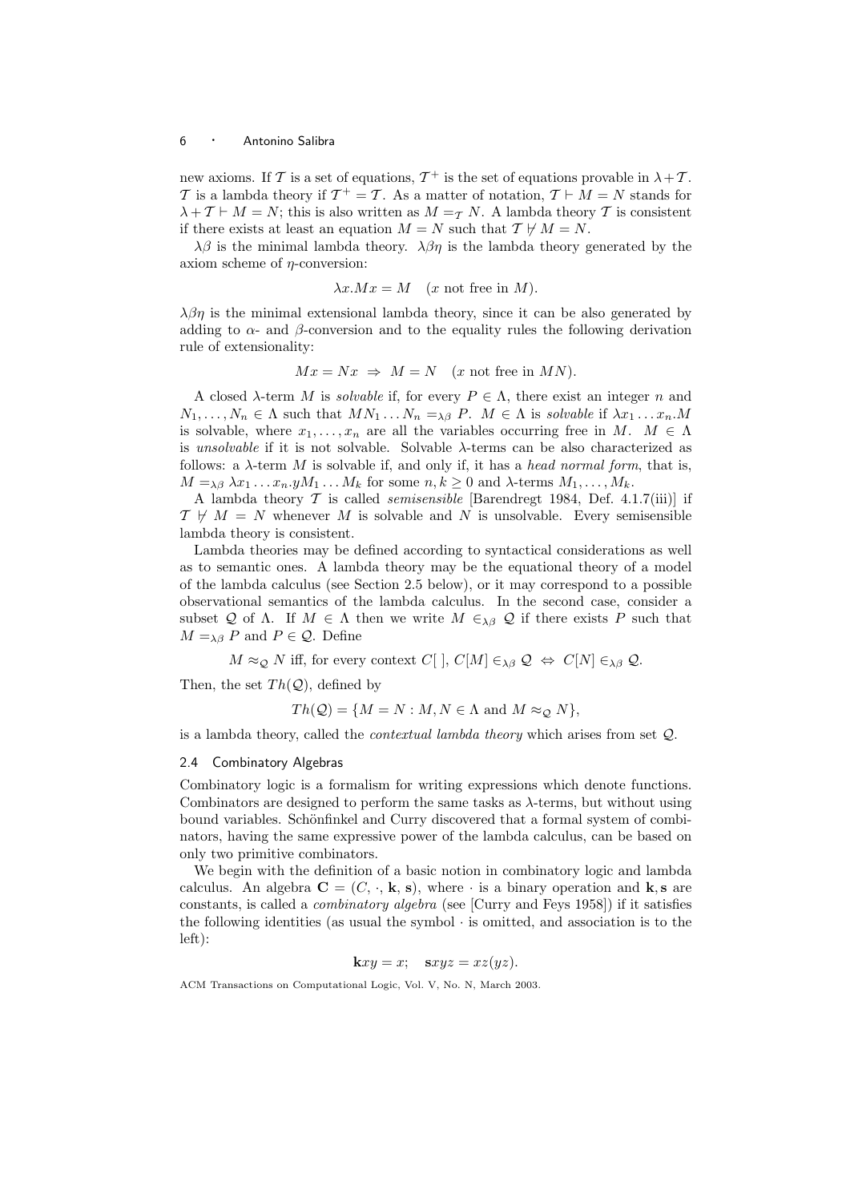new axioms. If $\mathcal{T}$ is a set of equations, $\mathcal{T}^+$ is the set of equations provable in $\lambda + \mathcal{T}$. $\mathcal{T}$ is a lambda theory if $\mathcal{T}^+ = \mathcal{T}$. As a matter of notation, $\mathcal{T} \vdash M = N$ stands for $\lambda + \mathcal{T} \vdash M = N$; this is also written as $M =_{\mathcal{T}} N$. A lambda theory $\mathcal{T}$ is consistent if there exists at least an equation $M = N$ such that $\mathcal{T} \not\vdash M = N$.

$\lambda\beta$ is the minimal lambda theory. $\lambda\beta\eta$ is the lambda theory generated by the axiom scheme of $\eta$-conversion:

$$\lambda x.Mx = M \quad (x \text{ not free in } M).$$

$\lambda\beta\eta$ is the minimal extensional lambda theory, since it can be also generated by adding to $\alpha$- and $\beta$-conversion and to the equality rules the following derivation rule of extensionality:

$$Mx = Nx \;\Rightarrow\; M = N \quad (x \text{ not free in } MN).$$

A closed $\lambda$-term $M$ is *solvable* if, for every $P \in \Lambda$, there exist an integer $n$ and $N_1, \dots, N_n \in \Lambda$ such that $MN_1 \dots N_n =_{\lambda\beta} P$. $M \in \Lambda$ is *solvable* if $\lambda x_1 \dots x_n.M$ is solvable, where $x_1, \dots, x_n$ are all the variables occurring free in $M$. $M \in \Lambda$ is *unsolvable* if it is not solvable. Solvable $\lambda$-terms can be also characterized as follows: a $\lambda$-term $M$ is solvable if, and only if, it has a *head normal form*, that is, $M =_{\lambda\beta} \lambda x_1 \dots x_n.yM_1 \dots M_k$ for some $n, k \geq 0$ and $\lambda$-terms $M_1, \dots, M_k$.

A lambda theory $\mathcal{T}$ is called *semisensible* [Barendregt 1984, Def. 4.1.7(iii)] if $\mathcal{T} \not\vdash M = N$ whenever $M$ is solvable and $N$ is unsolvable. Every semisensible lambda theory is consistent.

Lambda theories may be defined according to syntactical considerations as well as to semantic ones. A lambda theory may be the equational theory of a model of the lambda calculus (see Section 2.5 below), or it may correspond to a possible observational semantics of the lambda calculus. In the second case, consider a subset $\mathcal{Q}$ of $\Lambda$. If $M \in \Lambda$ then we write $M \in_{\lambda\beta} \mathcal{Q}$ if there exists $P$ such that $M =_{\lambda\beta} P$ and $P \in \mathcal{Q}$. Define

$$M \approx_{\mathcal{Q}} N \text{ iff, for every context } C[\ ],\; C[M] \in_{\lambda\beta} \mathcal{Q} \;\Leftrightarrow\; C[N] \in_{\lambda\beta} \mathcal{Q}.$$

Then, the set $Th(\mathcal{Q})$, defined by

$$Th(\mathcal{Q}) = \{M = N : M, N \in \Lambda \text{ and } M \approx_{\mathcal{Q}} N\},$$

is a lambda theory, called the *contextual lambda theory* which arises from set $\mathcal{Q}$.

### 2.4 Combinatory Algebras

Combinatory logic is a formalism for writing expressions which denote functions. Combinators are designed to perform the same tasks as $\lambda$-terms, but without using bound variables. Schönfinkel and Curry discovered that a formal system of combinators, having the same expressive power of the lambda calculus, can be based on only two primitive combinators.

We begin with the definition of a basic notion in combinatory logic and lambda calculus. An algebra $\mathbf{C} = (C, \cdot, \mathbf{k}, \mathbf{s})$, where $\cdot$ is a binary operation and $\mathbf{k}, \mathbf{s}$ are constants, is called a *combinatory algebra* (see [Curry and Feys 1958]) if it satisfies the following identities (as usual the symbol $\cdot$ is omitted, and association is to the left):

$$\mathbf{k}xy = x; \quad \mathbf{s}xyz = xz(yz).$$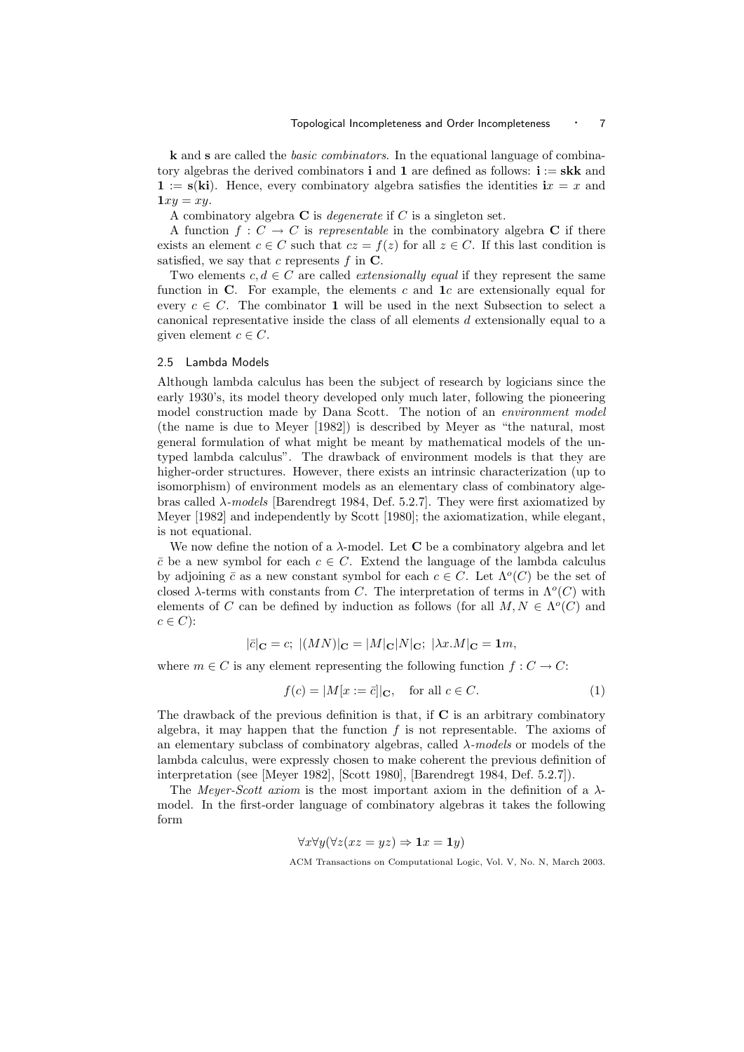**k** and **s** are called the *basic combinators*. In the equational language of combinatory algebras the derived combinators **i** and **1** are defined as follows: $\mathbf{i} := \mathbf{skk}$ and $\mathbf{1} := \mathbf{s}(\mathbf{ki})$. Hence, every combinatory algebra satisfies the identities $\mathbf{i}x = x$ and $\mathbf{1}xy = xy$.

A combinatory algebra **C** is *degenerate* if $C$ is a singleton set.

A function $f : C \to C$ is *representable* in the combinatory algebra **C** if there exists an element $c \in C$ such that $cz = f(z)$ for all $z \in C$. If this last condition is satisfied, we say that $c$ represents $f$ in **C**.

Two elements $c, d \in C$ are called *extensionally equal* if they represent the same function in **C**. For example, the elements $c$ and $\mathbf{1}c$ are extensionally equal for every $c \in C$. The combinator **1** will be used in the next Subsection to select a canonical representative inside the class of all elements $d$ extensionally equal to a given element $c \in C$.

### 2.5 Lambda Models

Although lambda calculus has been the subject of research by logicians since the early 1930's, its model theory developed only much later, following the pioneering model construction made by Dana Scott. The notion of an *environment model* (the name is due to Meyer [1982]) is described by Meyer as "the natural, most general formulation of what might be meant by mathematical models of the untyped lambda calculus". The drawback of environment models is that they are higher-order structures. However, there exists an intrinsic characterization (up to isomorphism) of environment models as an elementary class of combinatory algebras called *λ-models* [Barendregt 1984, Def. 5.2.7]. They were first axiomatized by Meyer [1982] and independently by Scott [1980]; the axiomatization, while elegant, is not equational.

We now define the notion of a λ-model. Let **C** be a combinatory algebra and let $\bar{c}$ be a new symbol for each $c \in C$. Extend the language of the lambda calculus by adjoining $\bar{c}$ as a new constant symbol for each $c \in C$. Let $\Lambda^o(C)$ be the set of closed λ-terms with constants from $C$. The interpretation of terms in $\Lambda^o(C)$ with elements of $C$ can be defined by induction as follows (for all $M, N \in \Lambda^o(C)$ and $c \in C$):

$$|\bar{c}|_{\mathbf{C}} = c;\ |(MN)|_{\mathbf{C}} = |M|_{\mathbf{C}}|N|_{\mathbf{C}};\ |\lambda x.M|_{\mathbf{C}} = \mathbf{1}m,$$

where $m \in C$ is any element representing the following function $f : C \to C$:

$$f(c) = |M[x := \bar{c}]|_{\mathbf{C}}, \quad \text{for all } c \in C. \tag{1}$$

The drawback of the previous definition is that, if **C** is an arbitrary combinatory algebra, it may happen that the function $f$ is not representable. The axioms of an elementary subclass of combinatory algebras, called *λ-models* or models of the lambda calculus, were expressly chosen to make coherent the previous definition of interpretation (see [Meyer 1982], [Scott 1980], [Barendregt 1984, Def. 5.2.7]).

The *Meyer-Scott axiom* is the most important axiom in the definition of a λ-model. In the first-order language of combinatory algebras it takes the following form

$$\forall x \forall y (\forall z (xz = yz) \Rightarrow \mathbf{1}x = \mathbf{1}y)$$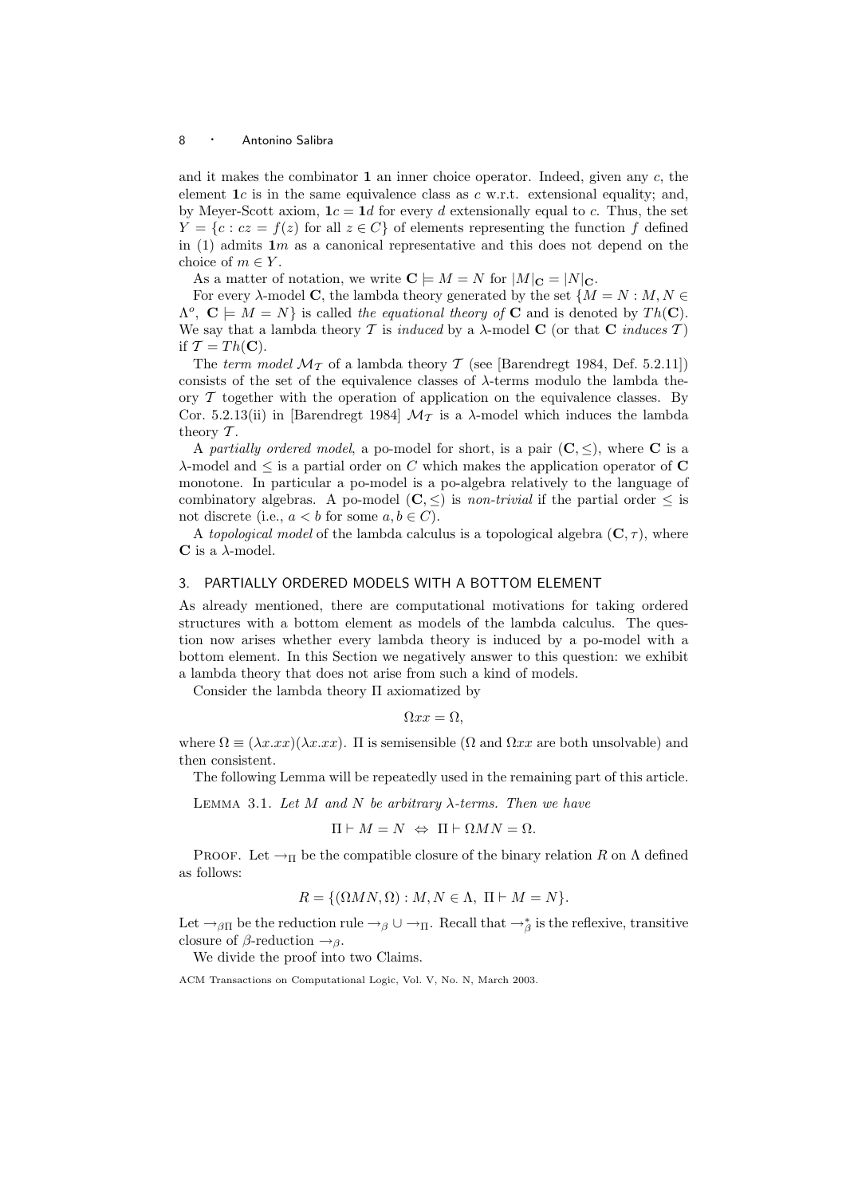and it makes the combinator $\mathbf{1}$ an inner choice operator. Indeed, given any $c$, the element $\mathbf{1}c$ is in the same equivalence class as $c$ w.r.t. extensional equality; and, by Meyer-Scott axiom, $\mathbf{1}c = \mathbf{1}d$ for every $d$ extensionally equal to $c$. Thus, the set $Y = \{c : cz = f(z) \text{ for all } z \in C\}$ of elements representing the function $f$ defined in (1) admits $\mathbf{1}m$ as a canonical representative and this does not depend on the choice of $m \in Y$.

As a matter of notation, we write $\mathbf{C} \models M = N$ for $|M|_{\mathbf{C}} = |N|_{\mathbf{C}}$.

For every $\lambda$-model $\mathbf{C}$, the lambda theory generated by the set $\{M = N : M, N \in \Lambda^o,\ \mathbf{C} \models M = N\}$ is called *the equational theory of* $\mathbf{C}$ and is denoted by $Th(\mathbf{C})$. We say that a lambda theory $\mathcal{T}$ is *induced* by a $\lambda$-model $\mathbf{C}$ (or that $\mathbf{C}$ *induces* $\mathcal{T}$) if $\mathcal{T} = Th(\mathbf{C})$.

The *term model* $\mathcal{M}_{\mathcal{T}}$ of a lambda theory $\mathcal{T}$ (see [Barendregt 1984, Def. 5.2.11]) consists of the set of the equivalence classes of $\lambda$-terms modulo the lambda theory $\mathcal{T}$ together with the operation of application on the equivalence classes. By Cor. 5.2.13(ii) in [Barendregt 1984] $\mathcal{M}_{\mathcal{T}}$ is a $\lambda$-model which induces the lambda theory $\mathcal{T}$.

A *partially ordered model*, a po-model for short, is a pair $(\mathbf{C}, \leq)$, where $\mathbf{C}$ is a $\lambda$-model and $\leq$ is a partial order on $C$ which makes the application operator of $\mathbf{C}$ monotone. In particular a po-model is a po-algebra relatively to the language of combinatory algebras. A po-model $(\mathbf{C}, \leq)$ is *non-trivial* if the partial order $\leq$ is not discrete (i.e., $a < b$ for some $a, b \in C$).

A *topological model* of the lambda calculus is a topological algebra $(\mathbf{C}, \tau)$, where $\mathbf{C}$ is a $\lambda$-model.

## 3. PARTIALLY ORDERED MODELS WITH A BOTTOM ELEMENT

As already mentioned, there are computational motivations for taking ordered structures with a bottom element as models of the lambda calculus. The question now arises whether every lambda theory is induced by a po-model with a bottom element. In this Section we negatively answer to this question: we exhibit a lambda theory that does not arise from such a kind of models.

Consider the lambda theory $\Pi$ axiomatized by

$$\Omega xx = \Omega,$$

where $\Omega \equiv (\lambda x.xx)(\lambda x.xx)$. $\Pi$ is semisensible ($\Omega$ and $\Omega xx$ are both unsolvable) and then consistent.

The following Lemma will be repeatedly used in the remaining part of this article.

LEMMA 3.1. *Let $M$ and $N$ be arbitrary $\lambda$-terms. Then we have*

$$\Pi \vdash M = N \ \Leftrightarrow\ \Pi \vdash \Omega MN = \Omega.$$

PROOF. Let $\to_\Pi$ be the compatible closure of the binary relation $R$ on $\Lambda$ defined as follows:

$$R = \{(\Omega MN, \Omega) : M, N \in \Lambda,\ \Pi \vdash M = N\}.$$

Let $\to_{\beta\Pi}$ be the reduction rule $\to_\beta \cup \to_\Pi$. Recall that $\to_\beta^*$ is the reflexive, transitive closure of $\beta$-reduction $\to_\beta$.

We divide the proof into two Claims.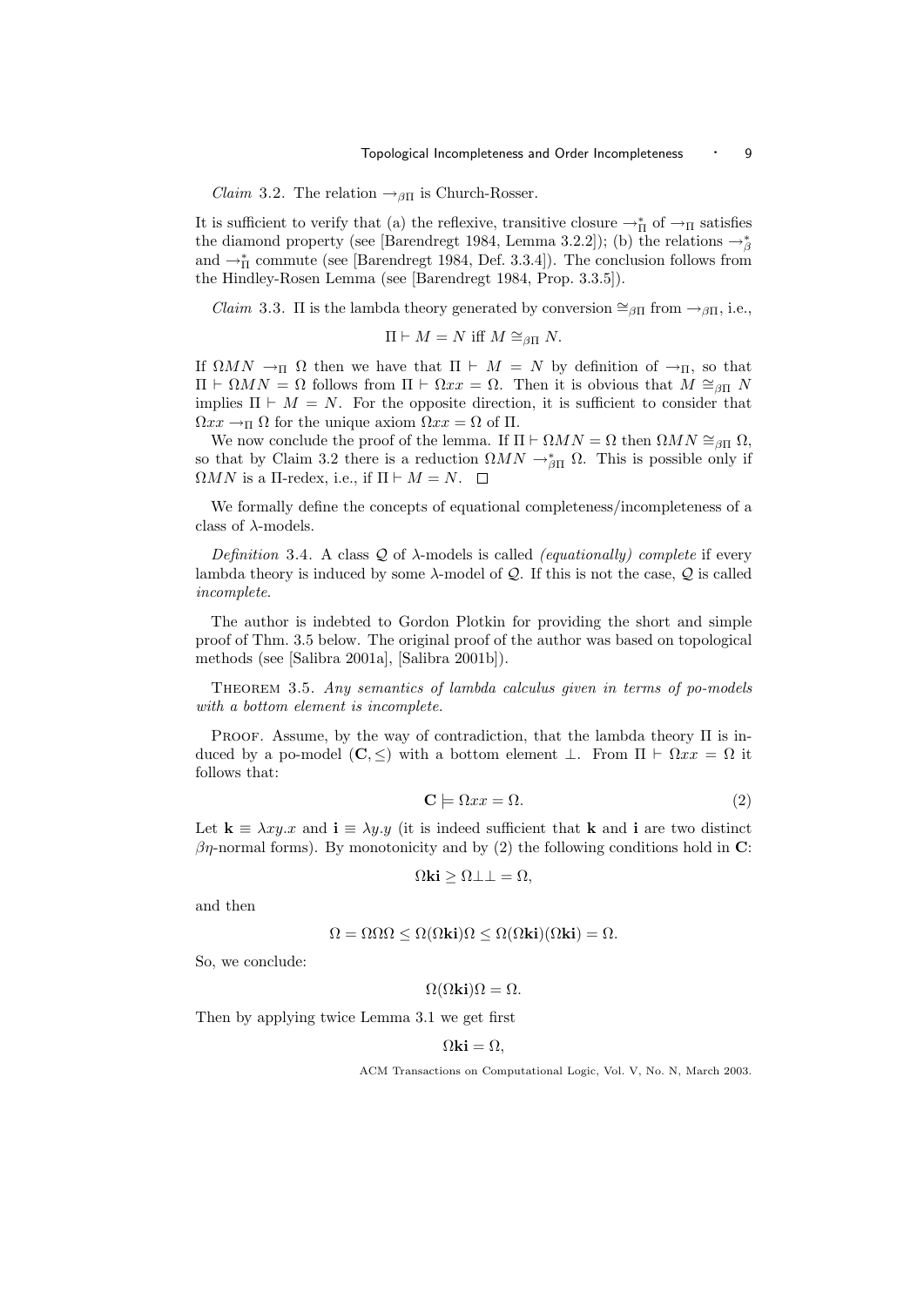*Claim* 3.2. The relation $\to_{\beta\Pi}$ is Church-Rosser.

It is sufficient to verify that (a) the reflexive, transitive closure $\to_{\Pi}^{*}$ of $\to_{\Pi}$ satisfies the diamond property (see [Barendregt 1984, Lemma 3.2.2]); (b) the relations $\to_{\beta}^{*}$ and $\to_{\Pi}^{*}$ commute (see [Barendregt 1984, Def. 3.3.4]). The conclusion follows from the Hindley-Rosen Lemma (see [Barendregt 1984, Prop. 3.3.5]).

*Claim* 3.3. $\Pi$ is the lambda theory generated by conversion $\cong_{\beta\Pi}$ from $\to_{\beta\Pi}$, i.e.,

$$\Pi \vdash M = N \text{ iff } M \cong_{\beta\Pi} N.$$

If $\Omega MN \to_{\Pi} \Omega$ then we have that $\Pi \vdash M = N$ by definition of $\to_{\Pi}$, so that $\Pi \vdash \Omega MN = \Omega$ follows from $\Pi \vdash \Omega xx = \Omega$. Then it is obvious that $M \cong_{\beta\Pi} N$ implies $\Pi \vdash M = N$. For the opposite direction, it is sufficient to consider that $\Omega xx \to_{\Pi} \Omega$ for the unique axiom $\Omega xx = \Omega$ of $\Pi$.

We now conclude the proof of the lemma. If $\Pi \vdash \Omega MN = \Omega$ then $\Omega MN \cong_{\beta\Pi} \Omega$, so that by Claim 3.2 there is a reduction $\Omega MN \to_{\beta\Pi}^{*} \Omega$. This is possible only if $\Omega MN$ is a $\Pi$-redex, i.e., if $\Pi \vdash M = N$. $\square$

We formally define the concepts of equational completeness/incompleteness of a class of $\lambda$-models.

*Definition* 3.4. A class $\mathcal{Q}$ of $\lambda$-models is called *(equationally) complete* if every lambda theory is induced by some $\lambda$-model of $\mathcal{Q}$. If this is not the case, $\mathcal{Q}$ is called *incomplete*.

The author is indebted to Gordon Plotkin for providing the short and simple proof of Thm. 3.5 below. The original proof of the author was based on topological methods (see [Salibra 2001a], [Salibra 2001b]).

THEOREM 3.5. *Any semantics of lambda calculus given in terms of po-models with a bottom element is incomplete.*

PROOF. Assume, by the way of contradiction, that the lambda theory $\Pi$ is induced by a po-model $(\mathbf{C}, \leq)$ with a bottom element $\bot$. From $\Pi \vdash \Omega xx = \Omega$ it follows that:

$$\mathbf{C} \models \Omega xx = \Omega. \tag{2}$$

Let $\mathbf{k} \equiv \lambda xy.x$ and $\mathbf{i} \equiv \lambda y.y$ (it is indeed sufficient that $\mathbf{k}$ and $\mathbf{i}$ are two distinct $\beta\eta$-normal forms). By monotonicity and by (2) the following conditions hold in $\mathbf{C}$:

$$\Omega\mathbf{ki} \geq \Omega\bot\bot = \Omega,$$

and then

$$\Omega = \Omega\Omega\Omega \leq \Omega(\Omega\mathbf{ki})\Omega \leq \Omega(\Omega\mathbf{ki})(\Omega\mathbf{ki}) = \Omega.$$

So, we conclude:

$$\Omega(\Omega\mathbf{ki})\Omega = \Omega.$$

Then by applying twice Lemma 3.1 we get first

$$\Omega\mathbf{ki} = \Omega,$$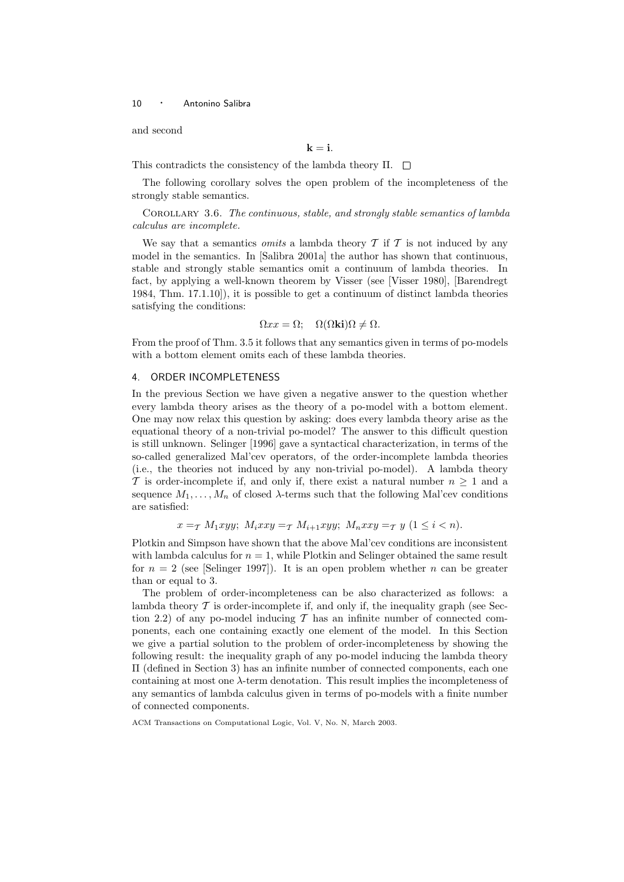and second

$$\mathbf{k} = \mathbf{i}.$$

This contradicts the consistency of the lambda theory $\Pi$. $\square$

The following corollary solves the open problem of the incompleteness of the strongly stable semantics.

Corollary 3.6. *The continuous, stable, and strongly stable semantics of lambda calculus are incomplete.*

We say that a semantics *omits* a lambda theory $\mathcal{T}$ if $\mathcal{T}$ is not induced by any model in the semantics. In [Salibra 2001a] the author has shown that continuous, stable and strongly stable semantics omit a continuum of lambda theories. In fact, by applying a well-known theorem by Visser (see [Visser 1980], [Barendregt 1984, Thm. 17.1.10]), it is possible to get a continuum of distinct lambda theories satisfying the conditions:

$$\Omega xx = \Omega; \quad \Omega(\Omega \mathbf{k}\mathbf{i})\Omega \neq \Omega.$$

From the proof of Thm. 3.5 it follows that any semantics given in terms of po-models with a bottom element omits each of these lambda theories.

## 4. ORDER INCOMPLETENESS

In the previous Section we have given a negative answer to the question whether every lambda theory arises as the theory of a po-model with a bottom element. One may now relax this question by asking: does every lambda theory arise as the equational theory of a non-trivial po-model? The answer to this difficult question is still unknown. Selinger [1996] gave a syntactical characterization, in terms of the so-called generalized Mal'cev operators, of the order-incomplete lambda theories (i.e., the theories not induced by any non-trivial po-model). A lambda theory $\mathcal{T}$ is order-incomplete if, and only if, there exist a natural number $n \geq 1$ and a sequence $M_1, \dots, M_n$ of closed $\lambda$-terms such that the following Mal'cev conditions are satisfied:

$$x =_{\mathcal{T}} M_1 xyy; \; M_i xxy =_{\mathcal{T}} M_{i+1} xyy; \; M_n xxy =_{\mathcal{T}} y \; (1 \leq i < n).$$

Plotkin and Simpson have shown that the above Mal'cev conditions are inconsistent with lambda calculus for $n = 1$, while Plotkin and Selinger obtained the same result for $n = 2$ (see [Selinger 1997]). It is an open problem whether $n$ can be greater than or equal to 3.

The problem of order-incompleteness can be also characterized as follows: a lambda theory $\mathcal{T}$ is order-incomplete if, and only if, the inequality graph (see Section 2.2) of any po-model inducing $\mathcal{T}$ has an infinite number of connected components, each one containing exactly one element of the model. In this Section we give a partial solution to the problem of order-incompleteness by showing the following result: the inequality graph of any po-model inducing the lambda theory $\Pi$ (defined in Section 3) has an infinite number of connected components, each one containing at most one $\lambda$-term denotation. This result implies the incompleteness of any semantics of lambda calculus given in terms of po-models with a finite number of connected components.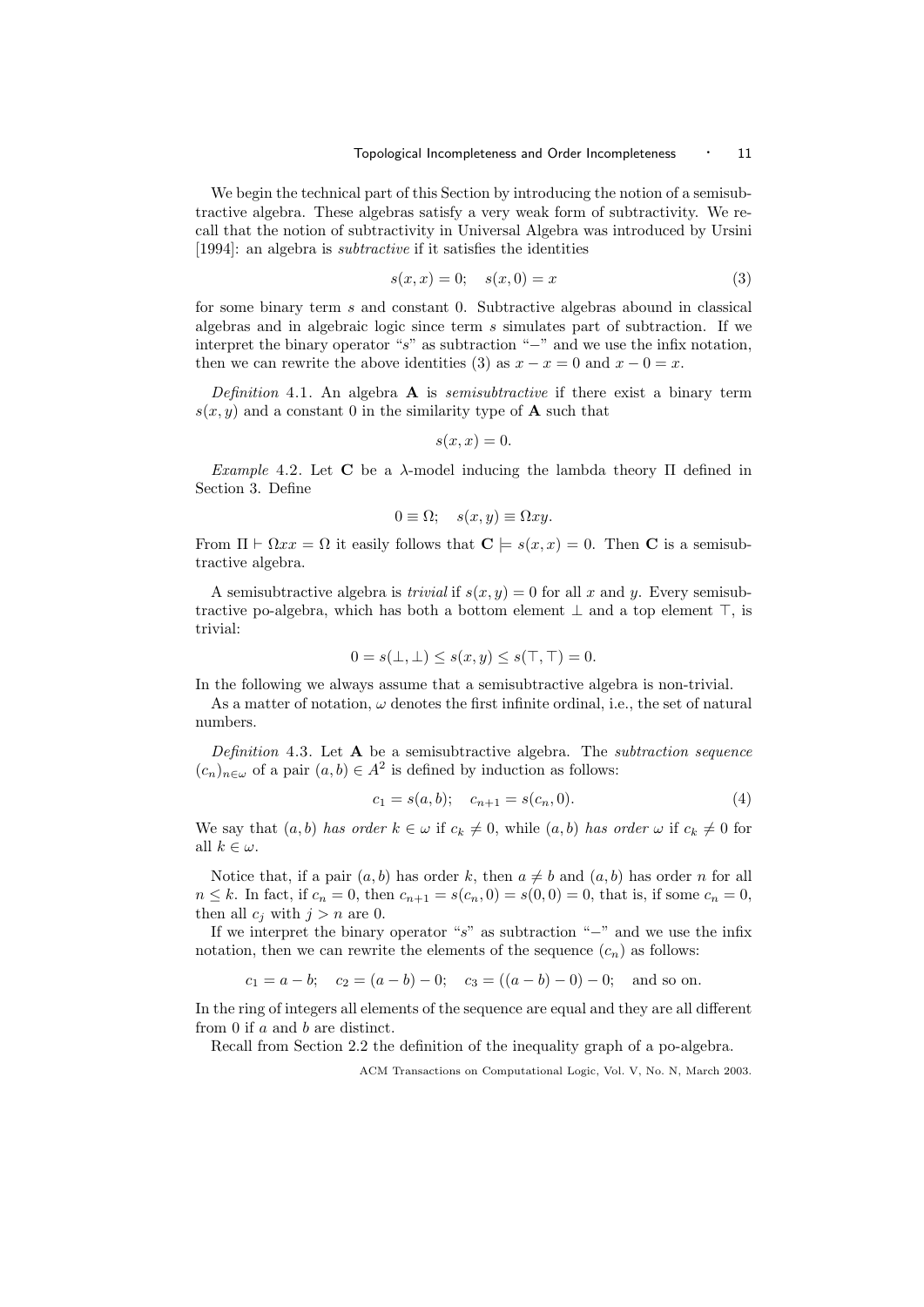We begin the technical part of this Section by introducing the notion of a semisubtractive algebra. These algebras satisfy a very weak form of subtractivity. We recall that the notion of subtractivity in Universal Algebra was introduced by Ursini [1994]: an algebra is *subtractive* if it satisfies the identities

$$s(x, x) = 0; \quad s(x, 0) = x \tag{3}$$

for some binary term $s$ and constant 0. Subtractive algebras abound in classical algebras and in algebraic logic since term $s$ simulates part of subtraction. If we interpret the binary operator "$s$" as subtraction "$-$" and we use the infix notation, then we can rewrite the above identities (3) as $x - x = 0$ and $x - 0 = x$.

*Definition* 4.1. An algebra $\mathbf{A}$ is *semisubtractive* if there exist a binary term $s(x, y)$ and a constant 0 in the similarity type of $\mathbf{A}$ such that

$$s(x, x) = 0.$$

*Example* 4.2. Let $\mathbf{C}$ be a $\lambda$-model inducing the lambda theory $\Pi$ defined in Section 3. Define

$$0 \equiv \Omega; \quad s(x, y) \equiv \Omega xy.$$

From $\Pi \vdash \Omega xx = \Omega$ it easily follows that $\mathbf{C} \models s(x, x) = 0$. Then $\mathbf{C}$ is a semisubtractive algebra.

A semisubtractive algebra is *trivial* if $s(x, y) = 0$ for all $x$ and $y$. Every semisubtractive po-algebra, which has both a bottom element $\bot$ and a top element $\top$, is trivial:

$$0 = s(\bot, \bot) \leq s(x, y) \leq s(\top, \top) = 0.$$

In the following we always assume that a semisubtractive algebra is non-trivial.

As a matter of notation, $\omega$ denotes the first infinite ordinal, i.e., the set of natural numbers.

*Definition* 4.3. Let $\mathbf{A}$ be a semisubtractive algebra. The *subtraction sequence* $(c_n)_{n \in \omega}$ of a pair $(a, b) \in A^2$ is defined by induction as follows:

$$c_1 = s(a, b); \quad c_{n+1} = s(c_n, 0). \tag{4}$$

We say that $(a, b)$ *has order* $k \in \omega$ if $c_k \neq 0$, while $(a, b)$ *has order* $\omega$ if $c_k \neq 0$ for all $k \in \omega$.

Notice that, if a pair $(a, b)$ has order $k$, then $a \neq b$ and $(a, b)$ has order $n$ for all $n \leq k$. In fact, if $c_n = 0$, then $c_{n+1} = s(c_n, 0) = s(0, 0) = 0$, that is, if some $c_n = 0$, then all $c_j$ with $j > n$ are 0.

If we interpret the binary operator "$s$" as subtraction "$-$" and we use the infix notation, then we can rewrite the elements of the sequence $(c_n)$ as follows:

$$c_1 = a - b; \quad c_2 = (a - b) - 0; \quad c_3 = ((a - b) - 0) - 0; \quad \text{and so on.}$$

In the ring of integers all elements of the sequence are equal and they are all different from 0 if $a$ and $b$ are distinct.

Recall from Section 2.2 the definition of the inequality graph of a po-algebra.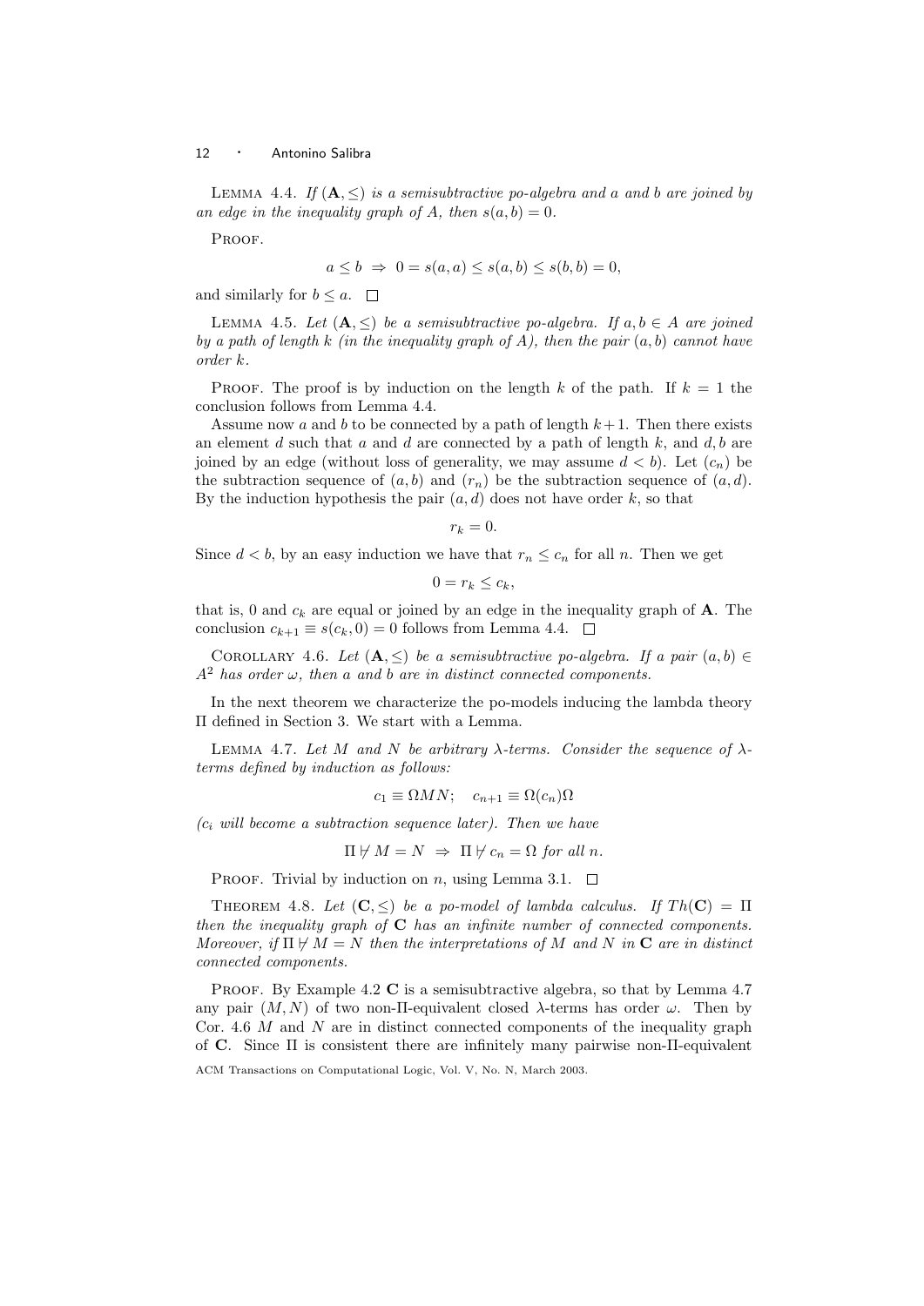LEMMA 4.4. *If $(\mathbf{A}, \leq)$ is a semisubtractive po-algebra and $a$ and $b$ are joined by an edge in the inequality graph of $A$, then $s(a, b) = 0$.*

PROOF.

$$a \leq b \Rightarrow 0 = s(a, a) \leq s(a, b) \leq s(b, b) = 0,$$

and similarly for $b \leq a$. $\square$

LEMMA 4.5. *Let $(\mathbf{A}, \leq)$ be a semisubtractive po-algebra. If $a, b \in A$ are joined by a path of length $k$ (in the inequality graph of $A$), then the pair $(a, b)$ cannot have order $k$.*

PROOF. The proof is by induction on the length $k$ of the path. If $k = 1$ the conclusion follows from Lemma 4.4.

Assume now $a$ and $b$ to be connected by a path of length $k+1$. Then there exists an element $d$ such that $a$ and $d$ are connected by a path of length $k$, and $d, b$ are joined by an edge (without loss of generality, we may assume $d < b$). Let $(c_n)$ be the subtraction sequence of $(a, b)$ and $(r_n)$ be the subtraction sequence of $(a, d)$. By the induction hypothesis the pair $(a, d)$ does not have order $k$, so that

$$r_k = 0.$$

Since $d < b$, by an easy induction we have that $r_n \leq c_n$ for all $n$. Then we get

$$0 = r_k \leq c_k,$$

that is, 0 and $c_k$ are equal or joined by an edge in the inequality graph of $\mathbf{A}$. The conclusion $c_{k+1} \equiv s(c_k, 0) = 0$ follows from Lemma 4.4. $\square$

COROLLARY 4.6. *Let $(\mathbf{A}, \leq)$ be a semisubtractive po-algebra. If a pair $(a, b) \in A^2$ has order $\omega$, then $a$ and $b$ are in distinct connected components.*

In the next theorem we characterize the po-models inducing the lambda theory $\Pi$ defined in Section 3. We start with a Lemma.

LEMMA 4.7. *Let $M$ and $N$ be arbitrary $\lambda$-terms. Consider the sequence of $\lambda$-terms defined by induction as follows:*

$$c_1 \equiv \Omega M N; \quad c_{n+1} \equiv \Omega(c_n)\Omega$$

*($c_i$ will become a subtraction sequence later). Then we have*

$$\Pi \not\vdash M = N \;\Rightarrow\; \Pi \not\vdash c_n = \Omega \text{ for all } n.$$

PROOF. Trivial by induction on $n$, using Lemma 3.1. $\square$

THEOREM 4.8. *Let $(\mathbf{C}, \leq)$ be a po-model of lambda calculus. If $Th(\mathbf{C}) = \Pi$ then the inequality graph of $\mathbf{C}$ has an infinite number of connected components. Moreover, if $\Pi \not\vdash M = N$ then the interpretations of $M$ and $N$ in $\mathbf{C}$ are in distinct connected components.*

PROOF. By Example 4.2 $\mathbf{C}$ is a semisubtractive algebra, so that by Lemma 4.7 any pair $(M, N)$ of two non-$\Pi$-equivalent closed $\lambda$-terms has order $\omega$. Then by Cor. 4.6 $M$ and $N$ are in distinct connected components of the inequality graph of $\mathbf{C}$. Since $\Pi$ is consistent there are infinitely many pairwise non-$\Pi$-equivalent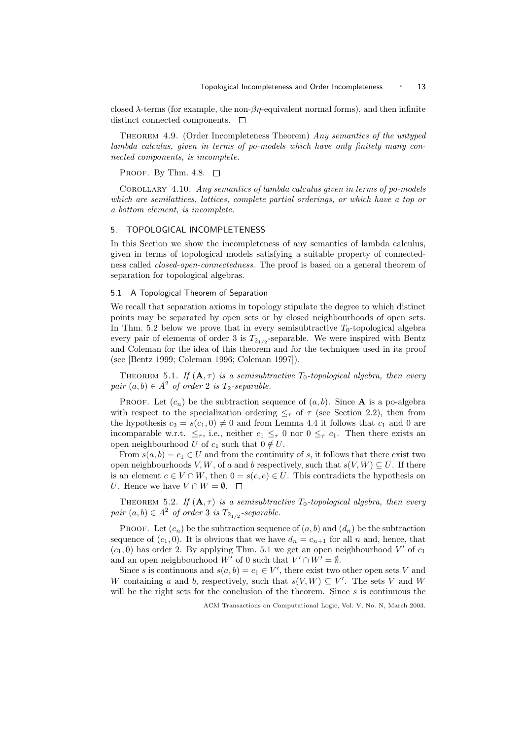closed λ-terms (for example, the non-$\beta\eta$-equivalent normal forms), and then infinite distinct connected components. □

THEOREM 4.9. (Order Incompleteness Theorem) *Any semantics of the untyped lambda calculus, given in terms of po-models which have only finitely many connected components, is incomplete.*

PROOF. By Thm. 4.8. □

COROLLARY 4.10. *Any semantics of lambda calculus given in terms of po-models which are semilattices, lattices, complete partial orderings, or which have a top or a bottom element, is incomplete.*

## 5. TOPOLOGICAL INCOMPLETENESS

In this Section we show the incompleteness of any semantics of lambda calculus, given in terms of topological models satisfying a suitable property of connectedness called *closed-open-connectedness*. The proof is based on a general theorem of separation for topological algebras.

### 5.1 A Topological Theorem of Separation

We recall that separation axioms in topology stipulate the degree to which distinct points may be separated by open sets or by closed neighbourhoods of open sets. In Thm. 5.2 below we prove that in every semisubtractive $T_0$-topological algebra every pair of elements of order 3 is $T_{2_{1/2}}$-separable. We were inspired with Bentz and Coleman for the idea of this theorem and for the techniques used in its proof (see [Bentz 1999; Coleman 1996; Coleman 1997]).

THEOREM 5.1. *If $(\mathbf{A}, \tau)$ is a semisubtractive $T_0$-topological algebra, then every pair $(a, b) \in A^2$ of order 2 is $T_2$-separable.*

PROOF. Let $(c_n)$ be the subtraction sequence of $(a, b)$. Since $\mathbf{A}$ is a po-algebra with respect to the specialization ordering $\leq_\tau$ of $\tau$ (see Section 2.2), then from the hypothesis $c_2 = s(c_1, 0) \neq 0$ and from Lemma 4.4 it follows that $c_1$ and 0 are incomparable w.r.t. $\leq_\tau$, i.e., neither $c_1 \leq_\tau 0$ nor $0 \leq_\tau c_1$. Then there exists an open neighbourhood $U$ of $c_1$ such that $0 \notin U$.

From $s(a, b) = c_1 \in U$ and from the continuity of $s$, it follows that there exist two open neighbourhoods $V, W$, of $a$ and $b$ respectively, such that $s(V, W) \subseteq U$. If there is an element $e \in V \cap W$, then $0 = s(e, e) \in U$. This contradicts the hypothesis on $U$. Hence we have $V \cap W = \emptyset$. □

THEOREM 5.2. *If $(\mathbf{A}, \tau)$ is a semisubtractive $T_0$-topological algebra, then every pair $(a, b) \in A^2$ of order 3 is $T_{2_{1/2}}$-separable.*

PROOF. Let $(c_n)$ be the subtraction sequence of $(a, b)$ and $(d_n)$ be the subtraction sequence of $(c_1, 0)$. It is obvious that we have $d_n = c_{n+1}$ for all $n$ and, hence, that $(c_1, 0)$ has order 2. By applying Thm. 5.1 we get an open neighbourhood $V'$ of $c_1$ and an open neighbourhood $W'$ of 0 such that $V' \cap W' = \emptyset$.

Since $s$ is continuous and $s(a, b) = c_1 \in V'$, there exist two other open sets $V$ and $W$ containing $a$ and $b$, respectively, such that $s(V, W) \subseteq V'$. The sets $V$ and $W$ will be the right sets for the conclusion of the theorem. Since $s$ is continuous the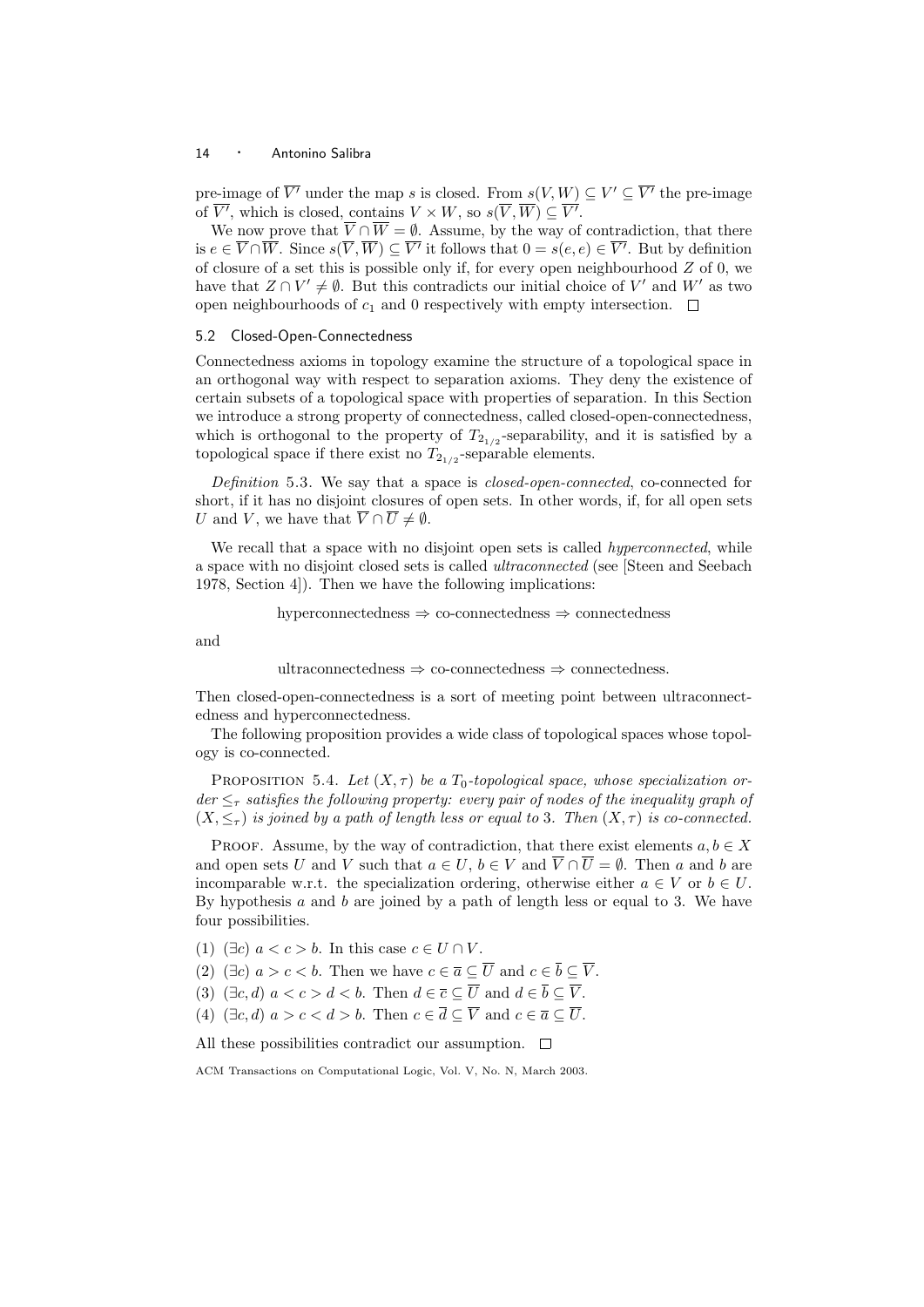pre-image of $\overline{V'}$ under the map $s$ is closed. From $s(V, W) \subseteq V' \subseteq \overline{V'}$ the pre-image of $\overline{V'}$, which is closed, contains $V \times W$, so $s(\overline{V}, \overline{W}) \subseteq \overline{V'}$.

We now prove that $\overline{V} \cap \overline{W} = \emptyset$. Assume, by the way of contradiction, that there is $e \in \overline{V} \cap \overline{W}$. Since $s(\overline{V}, \overline{W}) \subseteq \overline{V'}$ it follows that $0 = s(e, e) \in \overline{V'}$. But by definition of closure of a set this is possible only if, for every open neighbourhood $Z$ of 0, we have that $Z \cap V' \neq \emptyset$. But this contradicts our initial choice of $V'$ and $W'$ as two open neighbourhoods of $c_1$ and 0 respectively with empty intersection. □

### 5.2 Closed-Open-Connectedness

Connectedness axioms in topology examine the structure of a topological space in an orthogonal way with respect to separation axioms. They deny the existence of certain subsets of a topological space with properties of separation. In this Section we introduce a strong property of connectedness, called closed-open-connectedness, which is orthogonal to the property of $T_{2_{1/2}}$-separability, and it is satisfied by a topological space if there exist no $T_{2_{1/2}}$-separable elements.

*Definition* 5.3. We say that a space is *closed-open-connected*, co-connected for short, if it has no disjoint closures of open sets. In other words, if, for all open sets $U$ and $V$, we have that $\overline{V} \cap \overline{U} \neq \emptyset$.

We recall that a space with no disjoint open sets is called *hyperconnected*, while a space with no disjoint closed sets is called *ultraconnected* (see [Steen and Seebach 1978, Section 4]). Then we have the following implications:

$$\text{hyperconnectedness} \Rightarrow \text{co-connectedness} \Rightarrow \text{connectedness}$$

and

$$\text{ultraconnectedness} \Rightarrow \text{co-connectedness} \Rightarrow \text{connectedness}.$$

Then closed-open-connectedness is a sort of meeting point between ultraconnectedness and hyperconnectedness.

The following proposition provides a wide class of topological spaces whose topology is co-connected.

PROPOSITION 5.4. *Let $(X, \tau)$ be a $T_0$-topological space, whose specialization order $\leq_\tau$ satisfies the following property: every pair of nodes of the inequality graph of $(X, \leq_\tau)$ is joined by a path of length less or equal to 3. Then $(X, \tau)$ is co-connected.*

PROOF. Assume, by the way of contradiction, that there exist elements $a, b \in X$ and open sets $U$ and $V$ such that $a \in U$, $b \in V$ and $\overline{V} \cap \overline{U} = \emptyset$. Then $a$ and $b$ are incomparable w.r.t. the specialization ordering, otherwise either $a \in V$ or $b \in U$. By hypothesis $a$ and $b$ are joined by a path of length less or equal to 3. We have four possibilities.

(1) $(\exists c)\ a < c > b$. In this case $c \in U \cap V$.

(2) $(\exists c)\ a > c < b$. Then we have $c \in \overline{a} \subseteq \overline{U}$ and $c \in \overline{b} \subseteq \overline{V}$.

(3) $(\exists c, d)\ a < c > d < b$. Then $d \in \overline{c} \subseteq \overline{U}$ and $d \in \overline{b} \subseteq \overline{V}$.

(4) $(\exists c, d)\ a > c < d > b$. Then $c \in \overline{d} \subseteq \overline{V}$ and $c \in \overline{a} \subseteq \overline{U}$.

All these possibilities contradict our assumption. □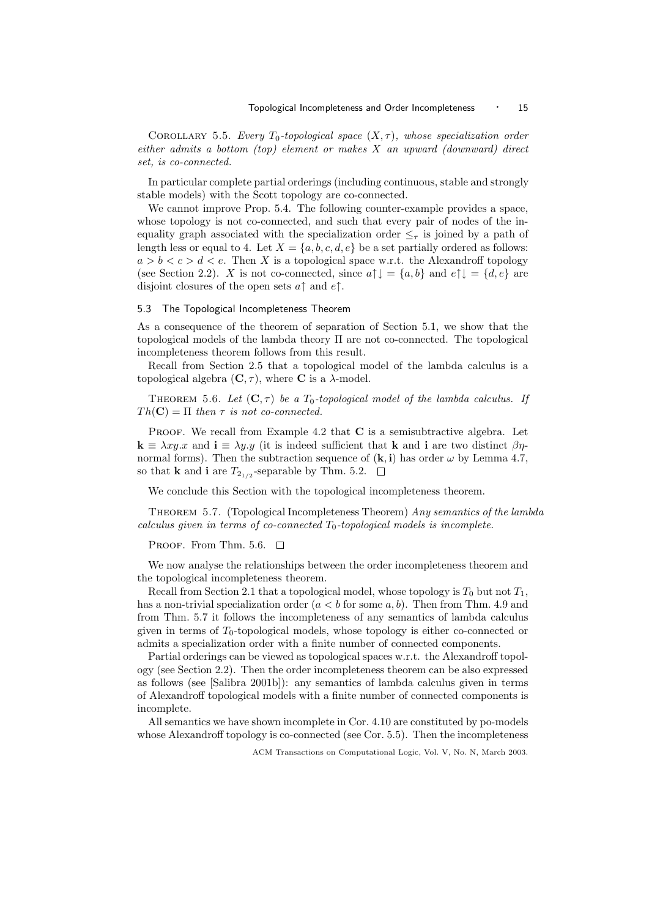Corollary 5.5. *Every $T_0$-topological space $(X, \tau)$, whose specialization order either admits a bottom (top) element or makes $X$ an upward (downward) direct set, is co-connected.*

In particular complete partial orderings (including continuous, stable and strongly stable models) with the Scott topology are co-connected.

We cannot improve Prop. 5.4. The following counter-example provides a space, whose topology is not co-connected, and such that every pair of nodes of the inequality graph associated with the specialization order $\leq_\tau$ is joined by a path of length less or equal to 4. Let $X = \{a, b, c, d, e\}$ be a set partially ordered as follows: $a > b < c > d < e$. Then $X$ is a topological space w.r.t. the Alexandroff topology (see Section 2.2). $X$ is not co-connected, since $a\uparrow\downarrow = \{a, b\}$ and $e\uparrow\downarrow = \{d, e\}$ are disjoint closures of the open sets $a\uparrow$ and $e\uparrow$.

### 5.3 The Topological Incompleteness Theorem

As a consequence of the theorem of separation of Section 5.1, we show that the topological models of the lambda theory $\Pi$ are not co-connected. The topological incompleteness theorem follows from this result.

Recall from Section 2.5 that a topological model of the lambda calculus is a topological algebra $(\mathbf{C}, \tau)$, where $\mathbf{C}$ is a $\lambda$-model.

Theorem 5.6. *Let $(\mathbf{C}, \tau)$ be a $T_0$-topological model of the lambda calculus. If $Th(\mathbf{C}) = \Pi$ then $\tau$ is not co-connected.*

Proof. We recall from Example 4.2 that $\mathbf{C}$ is a semisubtractive algebra. Let $\mathbf{k} \equiv \lambda xy.x$ and $\mathbf{i} \equiv \lambda y.y$ (it is indeed sufficient that $\mathbf{k}$ and $\mathbf{i}$ are two distinct $\beta\eta$-normal forms). Then the subtraction sequence of $(\mathbf{k}, \mathbf{i})$ has order $\omega$ by Lemma 4.7, so that $\mathbf{k}$ and $\mathbf{i}$ are $T_{2_{1/2}}$-separable by Thm. 5.2. $\square$

We conclude this Section with the topological incompleteness theorem.

Theorem 5.7. (Topological Incompleteness Theorem) *Any semantics of the lambda calculus given in terms of co-connected $T_0$-topological models is incomplete.*

Proof. From Thm. 5.6. $\square$

We now analyse the relationships between the order incompleteness theorem and the topological incompleteness theorem.

Recall from Section 2.1 that a topological model, whose topology is $T_0$ but not $T_1$, has a non-trivial specialization order ($a < b$ for some $a, b$). Then from Thm. 4.9 and from Thm. 5.7 it follows the incompleteness of any semantics of lambda calculus given in terms of $T_0$-topological models, whose topology is either co-connected or admits a specialization order with a finite number of connected components.

Partial orderings can be viewed as topological spaces w.r.t. the Alexandroff topology (see Section 2.2). Then the order incompleteness theorem can be also expressed as follows (see [Salibra 2001b]): any semantics of lambda calculus given in terms of Alexandroff topological models with a finite number of connected components is incomplete.

All semantics we have shown incomplete in Cor. 4.10 are constituted by po-models whose Alexandroff topology is co-connected (see Cor. 5.5). Then the incompleteness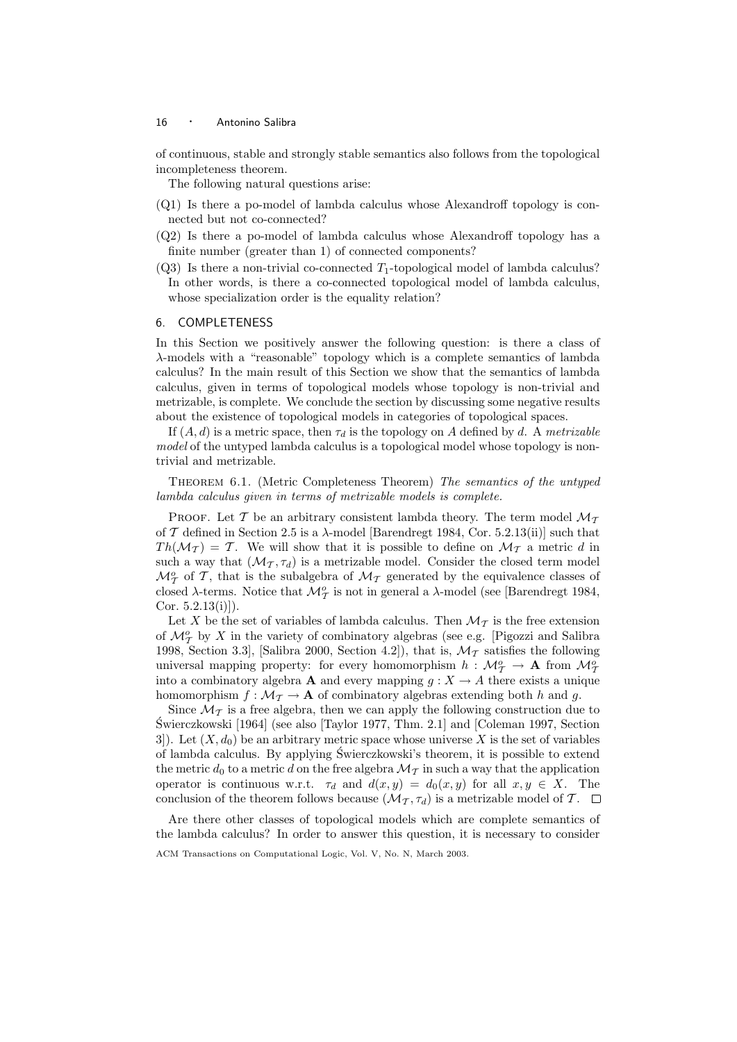of continuous, stable and strongly stable semantics also follows from the topological incompleteness theorem.

The following natural questions arise:

(Q1) Is there a po-model of lambda calculus whose Alexandroff topology is connected but not co-connected?

(Q2) Is there a po-model of lambda calculus whose Alexandroff topology has a finite number (greater than 1) of connected components?

(Q3) Is there a non-trivial co-connected $T_1$-topological model of lambda calculus? In other words, is there a co-connected topological model of lambda calculus, whose specialization order is the equality relation?

## 6. COMPLETENESS

In this Section we positively answer the following question: is there a class of $\lambda$-models with a "reasonable" topology which is a complete semantics of lambda calculus? In the main result of this Section we show that the semantics of lambda calculus, given in terms of topological models whose topology is non-trivial and metrizable, is complete. We conclude the section by discussing some negative results about the existence of topological models in categories of topological spaces.

If $(A, d)$ is a metric space, then $\tau_d$ is the topology on $A$ defined by $d$. A *metrizable model* of the untyped lambda calculus is a topological model whose topology is non-trivial and metrizable.

Theorem 6.1. (Metric Completeness Theorem) *The semantics of the untyped lambda calculus given in terms of metrizable models is complete.*

Proof. Let $\mathcal{T}$ be an arbitrary consistent lambda theory. The term model $\mathcal{M}_\mathcal{T}$ of $\mathcal{T}$ defined in Section 2.5 is a $\lambda$-model [Barendregt 1984, Cor. 5.2.13(ii)] such that $Th(\mathcal{M}_\mathcal{T}) = \mathcal{T}$. We will show that it is possible to define on $\mathcal{M}_\mathcal{T}$ a metric $d$ in such a way that $(\mathcal{M}_\mathcal{T}, \tau_d)$ is a metrizable model. Consider the closed term model $\mathcal{M}^o_\mathcal{T}$ of $\mathcal{T}$, that is the subalgebra of $\mathcal{M}_\mathcal{T}$ generated by the equivalence classes of closed $\lambda$-terms. Notice that $\mathcal{M}^o_\mathcal{T}$ is not in general a $\lambda$-model (see [Barendregt 1984, Cor. 5.2.13(i)]).

Let $X$ be the set of variables of lambda calculus. Then $\mathcal{M}_\mathcal{T}$ is the free extension of $\mathcal{M}^o_\mathcal{T}$ by $X$ in the variety of combinatory algebras (see e.g. [Pigozzi and Salibra 1998, Section 3.3], [Salibra 2000, Section 4.2]), that is, $\mathcal{M}_\mathcal{T}$ satisfies the following universal mapping property: for every homomorphism $h : \mathcal{M}^o_\mathcal{T} \to \mathbf{A}$ from $\mathcal{M}^o_\mathcal{T}$ into a combinatory algebra $\mathbf{A}$ and every mapping $g : X \to A$ there exists a unique homomorphism $f : \mathcal{M}_\mathcal{T} \to \mathbf{A}$ of combinatory algebras extending both $h$ and $g$.

Since $\mathcal{M}_\mathcal{T}$ is a free algebra, then we can apply the following construction due to Świerczkowski [1964] (see also [Taylor 1977, Thm. 2.1] and [Coleman 1997, Section 3]). Let $(X, d_0)$ be an arbitrary metric space whose universe $X$ is the set of variables of lambda calculus. By applying Świerczkowski's theorem, it is possible to extend the metric $d_0$ to a metric $d$ on the free algebra $\mathcal{M}_\mathcal{T}$ in such a way that the application operator is continuous w.r.t. $\tau_d$ and $d(x, y) = d_0(x, y)$ for all $x, y \in X$. The conclusion of the theorem follows because $(\mathcal{M}_\mathcal{T}, \tau_d)$ is a metrizable model of $\mathcal{T}$. $\square$

Are there other classes of topological models which are complete semantics of the lambda calculus? In order to answer this question, it is necessary to consider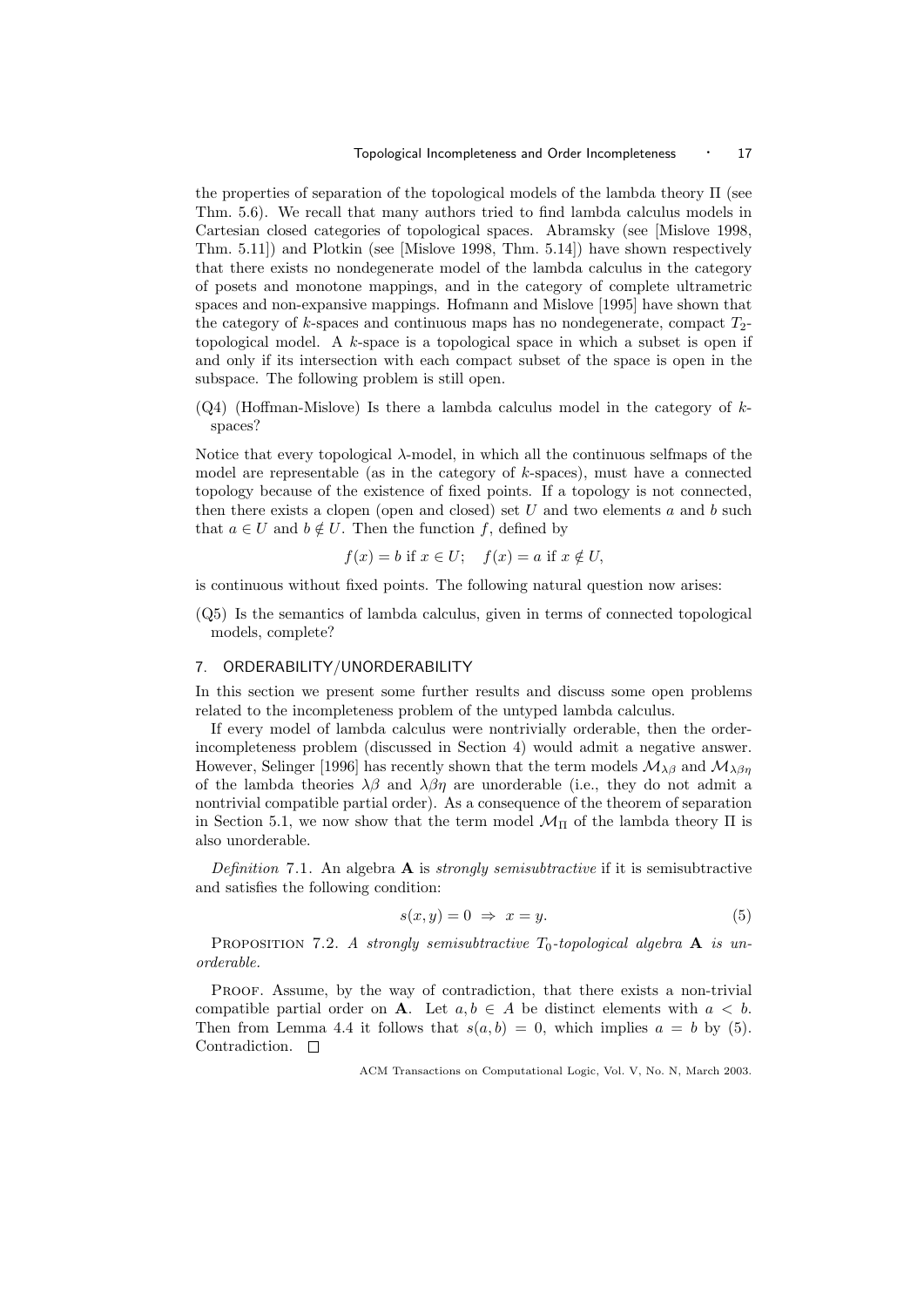the properties of separation of the topological models of the lambda theory $\Pi$ (see Thm. 5.6). We recall that many authors tried to find lambda calculus models in Cartesian closed categories of topological spaces. Abramsky (see [Mislove 1998, Thm. 5.11]) and Plotkin (see [Mislove 1998, Thm. 5.14]) have shown respectively that there exists no nondegenerate model of the lambda calculus in the category of posets and monotone mappings, and in the category of complete ultrametric spaces and non-expansive mappings. Hofmann and Mislove [1995] have shown that the category of $k$-spaces and continuous maps has no nondegenerate, compact $T_2$-topological model. A $k$-space is a topological space in which a subset is open if and only if its intersection with each compact subset of the space is open in the subspace. The following problem is still open.

(Q4) (Hoffman-Mislove) Is there a lambda calculus model in the category of $k$-spaces?

Notice that every topological $\lambda$-model, in which all the continuous selfmaps of the model are representable (as in the category of $k$-spaces), must have a connected topology because of the existence of fixed points. If a topology is not connected, then there exists a clopen (open and closed) set $U$ and two elements $a$ and $b$ such that $a \in U$ and $b \notin U$. Then the function $f$, defined by

$$f(x) = b \text{ if } x \in U; \quad f(x) = a \text{ if } x \notin U,$$

is continuous without fixed points. The following natural question now arises:

(Q5) Is the semantics of lambda calculus, given in terms of connected topological models, complete?

## 7. ORDERABILITY/UNORDERABILITY

In this section we present some further results and discuss some open problems related to the incompleteness problem of the untyped lambda calculus.

If every model of lambda calculus were nontrivially orderable, then the order-incompleteness problem (discussed in Section 4) would admit a negative answer. However, Selinger [1996] has recently shown that the term models $\mathcal{M}_{\lambda\beta}$ and $\mathcal{M}_{\lambda\beta\eta}$ of the lambda theories $\lambda\beta$ and $\lambda\beta\eta$ are unorderable (i.e., they do not admit a nontrivial compatible partial order). As a consequence of the theorem of separation in Section 5.1, we now show that the term model $\mathcal{M}_\Pi$ of the lambda theory $\Pi$ is also unorderable.

*Definition* 7.1. An algebra $\mathbf{A}$ is *strongly semisubtractive* if it is semisubtractive and satisfies the following condition:

$$s(x, y) = 0 \;\Rightarrow\; x = y. \tag{5}$$

PROPOSITION 7.2. *A strongly semisubtractive $T_0$-topological algebra $\mathbf{A}$ is unorderable.*

PROOF. Assume, by the way of contradiction, that there exists a non-trivial compatible partial order on $\mathbf{A}$. Let $a, b \in A$ be distinct elements with $a < b$. Then from Lemma 4.4 it follows that $s(a, b) = 0$, which implies $a = b$ by (5). Contradiction. □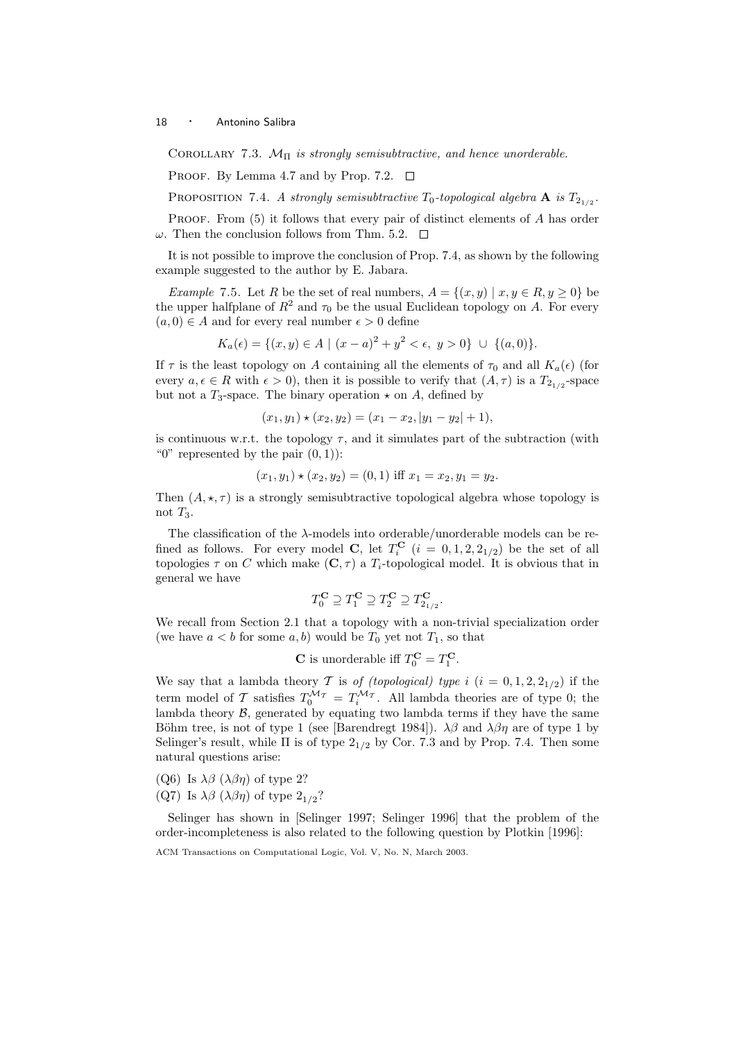COROLLARY 7.3. *$\mathcal{M}_\Pi$ is strongly semisubtractive, and hence unorderable.*

PROOF. By Lemma 4.7 and by Prop. 7.2. □

PROPOSITION 7.4. *A strongly semisubtractive $T_0$-topological algebra $\mathbf{A}$ is $T_{2_{1/2}}$.*

PROOF. From (5) it follows that every pair of distinct elements of $A$ has order $\omega$. Then the conclusion follows from Thm. 5.2. □

It is not possible to improve the conclusion of Prop. 7.4, as shown by the following example suggested to the author by E. Jabara.

*Example* 7.5. Let $R$ be the set of real numbers, $A = \{(x, y) \mid x, y \in R, y \geq 0\}$ be the upper halfplane of $R^2$ and $\tau_0$ be the usual Euclidean topology on $A$. For every $(a, 0) \in A$ and for every real number $\epsilon > 0$ define

$$K_a(\epsilon) = \{(x, y) \in A \mid (x - a)^2 + y^2 < \epsilon,\ y > 0\} \ \cup\ \{(a, 0)\}.$$

If $\tau$ is the least topology on $A$ containing all the elements of $\tau_0$ and all $K_a(\epsilon)$ (for every $a, \epsilon \in R$ with $\epsilon > 0$), then it is possible to verify that $(A, \tau)$ is a $T_{2_{1/2}}$-space but not a $T_3$-space. The binary operation $\star$ on $A$, defined by

$$(x_1, y_1) \star (x_2, y_2) = (x_1 - x_2, |y_1 - y_2| + 1),$$

is continuous w.r.t. the topology $\tau$, and it simulates part of the subtraction (with "0" represented by the pair $(0, 1)$):

$$(x_1, y_1) \star (x_2, y_2) = (0, 1) \text{ iff } x_1 = x_2, y_1 = y_2.$$

Then $(A, \star, \tau)$ is a strongly semisubtractive topological algebra whose topology is not $T_3$.

The classification of the $\lambda$-models into orderable/unorderable models can be refined as follows. For every model $\mathbf{C}$, let $T_i^{\mathbf{C}}$ $(i = 0, 1, 2, 2_{1/2})$ be the set of all topologies $\tau$ on $C$ which make $(\mathbf{C}, \tau)$ a $T_i$-topological model. It is obvious that in general we have

$$T_0^{\mathbf{C}} \supseteq T_1^{\mathbf{C}} \supseteq T_2^{\mathbf{C}} \supseteq T_{2_{1/2}}^{\mathbf{C}}.$$

We recall from Section 2.1 that a topology with a non-trivial specialization order (we have $a < b$ for some $a, b$) would be $T_0$ yet not $T_1$, so that

$$\mathbf{C} \text{ is unorderable iff } T_0^{\mathbf{C}} = T_1^{\mathbf{C}}.$$

We say that a lambda theory $\mathcal{T}$ is *of (topological) type $i$* $(i = 0, 1, 2, 2_{1/2})$ if the term model of $\mathcal{T}$ satisfies $T_0^{\mathcal{M}_\mathcal{T}} = T_i^{\mathcal{M}_\mathcal{T}}$. All lambda theories are of type 0; the lambda theory $\mathcal{B}$, generated by equating two lambda terms if they have the same Böhm tree, is not of type 1 (see [Barendregt 1984]). $\lambda\beta$ and $\lambda\beta\eta$ are of type 1 by Selinger's result, while $\Pi$ is of type $2_{1/2}$ by Cor. 7.3 and by Prop. 7.4. Then some natural questions arise:

(Q6) Is $\lambda\beta$ ($\lambda\beta\eta$) of type 2?

(Q7) Is $\lambda\beta$ ($\lambda\beta\eta$) of type $2_{1/2}$?

Selinger has shown in [Selinger 1997; Selinger 1996] that the problem of the order-incompleteness is also related to the following question by Plotkin [1996]: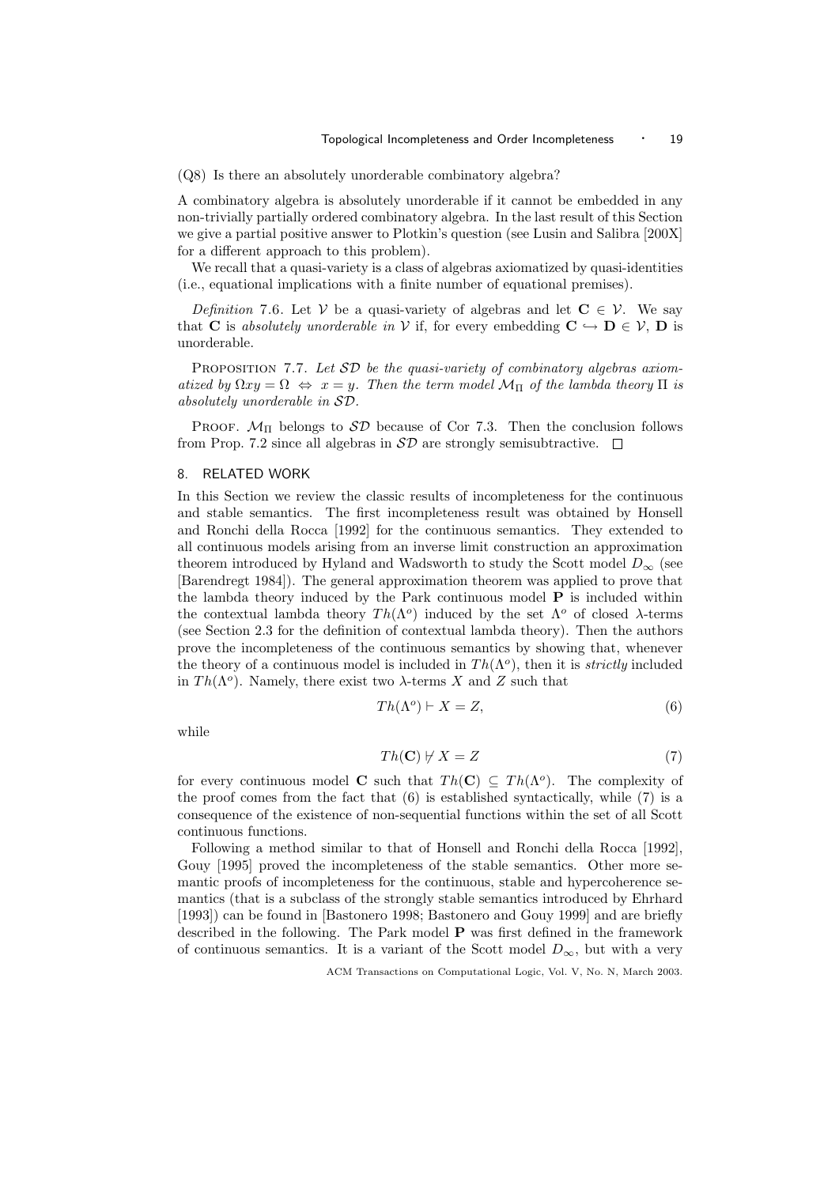(Q8) Is there an absolutely unorderable combinatory algebra?

A combinatory algebra is absolutely unorderable if it cannot be embedded in any non-trivially partially ordered combinatory algebra. In the last result of this Section we give a partial positive answer to Plotkin's question (see Lusin and Salibra [200X] for a different approach to this problem).

We recall that a quasi-variety is a class of algebras axiomatized by quasi-identities (i.e., equational implications with a finite number of equational premises).

*Definition* 7.6. Let $\mathcal{V}$ be a quasi-variety of algebras and let $\mathbf{C} \in \mathcal{V}$. We say that $\mathbf{C}$ is *absolutely unorderable in* $\mathcal{V}$ if, for every embedding $\mathbf{C} \hookrightarrow \mathbf{D} \in \mathcal{V}$, $\mathbf{D}$ is unorderable.

PROPOSITION 7.7. *Let $\mathcal{SD}$ be the quasi-variety of combinatory algebras axiomatized by $\Omega xy = \Omega \Leftrightarrow x = y$. Then the term model $\mathcal{M}_\Pi$ of the lambda theory $\Pi$ is absolutely unorderable in $\mathcal{SD}$.*

PROOF. $\mathcal{M}_\Pi$ belongs to $\mathcal{SD}$ because of Cor 7.3. Then the conclusion follows from Prop. 7.2 since all algebras in $\mathcal{SD}$ are strongly semisubtractive. $\square$

## 8. RELATED WORK

In this Section we review the classic results of incompleteness for the continuous and stable semantics. The first incompleteness result was obtained by Honsell and Ronchi della Rocca [1992] for the continuous semantics. They extended to all continuous models arising from an inverse limit construction an approximation theorem introduced by Hyland and Wadsworth to study the Scott model $D_\infty$ (see [Barendregt 1984]). The general approximation theorem was applied to prove that the lambda theory induced by the Park continuous model $\mathbf{P}$ is included within the contextual lambda theory $Th(\Lambda^o)$ induced by the set $\Lambda^o$ of closed $\lambda$-terms (see Section 2.3 for the definition of contextual lambda theory). Then the authors prove the incompleteness of the continuous semantics by showing that, whenever the theory of a continuous model is included in $Th(\Lambda^o)$, then it is *strictly* included in $Th(\Lambda^o)$. Namely, there exist two $\lambda$-terms $X$ and $Z$ such that

$$Th(\Lambda^o) \vdash X = Z, \tag{6}$$

while

$$Th(\mathbf{C}) \not\vdash X = Z \tag{7}$$

for every continuous model $\mathbf{C}$ such that $Th(\mathbf{C}) \subseteq Th(\Lambda^o)$. The complexity of the proof comes from the fact that (6) is established syntactically, while (7) is a consequence of the existence of non-sequential functions within the set of all Scott continuous functions.

Following a method similar to that of Honsell and Ronchi della Rocca [1992], Gouy [1995] proved the incompleteness of the stable semantics. Other more semantic proofs of incompleteness for the continuous, stable and hypercoherence semantics (that is a subclass of the strongly stable semantics introduced by Ehrhard [1993]) can be found in [Bastonero 1998; Bastonero and Gouy 1999] and are briefly described in the following. The Park model $\mathbf{P}$ was first defined in the framework of continuous semantics. It is a variant of the Scott model $D_\infty$, but with a very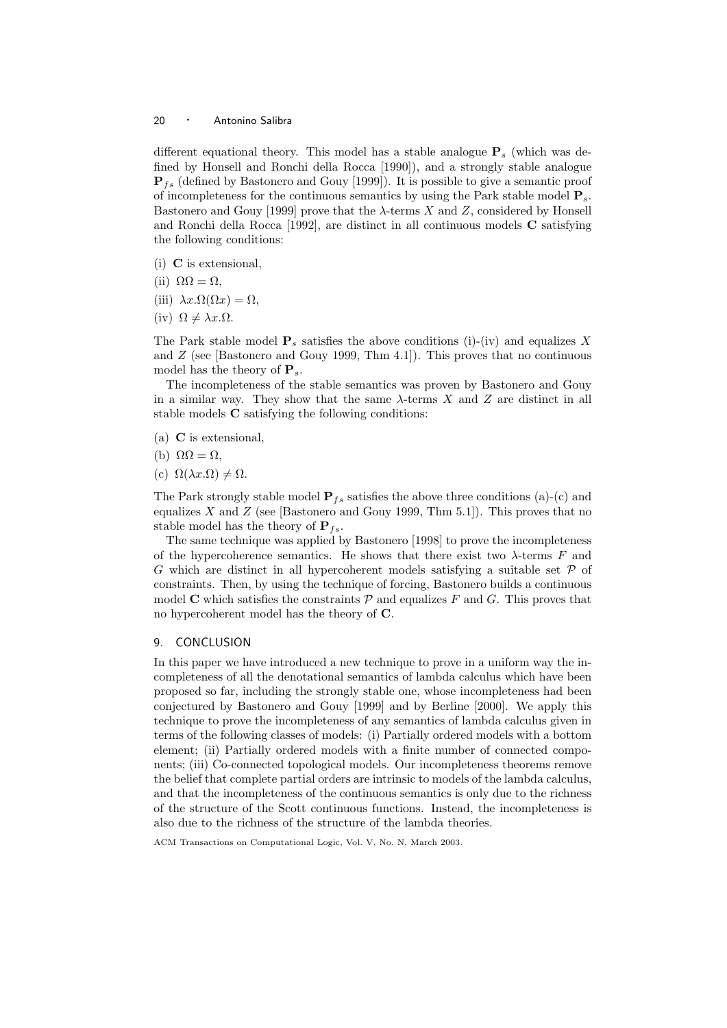different equational theory. This model has a stable analogue $\mathbf{P}_s$ (which was defined by Honsell and Ronchi della Rocca [1990]), and a strongly stable analogue $\mathbf{P}_{fs}$ (defined by Bastonero and Gouy [1999]). It is possible to give a semantic proof of incompleteness for the continuous semantics by using the Park stable model $\mathbf{P}_s$. Bastonero and Gouy [1999] prove that the $\lambda$-terms $X$ and $Z$, considered by Honsell and Ronchi della Rocca [1992], are distinct in all continuous models $\mathbf{C}$ satisfying the following conditions:

(i) $\mathbf{C}$ is extensional,

(ii) $\Omega\Omega = \Omega$,

(iii) $\lambda x.\Omega(\Omega x) = \Omega$,

(iv) $\Omega \neq \lambda x.\Omega$.

The Park stable model $\mathbf{P}_s$ satisfies the above conditions (i)-(iv) and equalizes $X$ and $Z$ (see [Bastonero and Gouy 1999, Thm 4.1]). This proves that no continuous model has the theory of $\mathbf{P}_s$.

The incompleteness of the stable semantics was proven by Bastonero and Gouy in a similar way. They show that the same $\lambda$-terms $X$ and $Z$ are distinct in all stable models $\mathbf{C}$ satisfying the following conditions:

(a) $\mathbf{C}$ is extensional,

(b) $\Omega\Omega = \Omega$,

(c) $\Omega(\lambda x.\Omega) \neq \Omega$.

The Park strongly stable model $\mathbf{P}_{fs}$ satisfies the above three conditions (a)-(c) and equalizes $X$ and $Z$ (see [Bastonero and Gouy 1999, Thm 5.1]). This proves that no stable model has the theory of $\mathbf{P}_{fs}$.

The same technique was applied by Bastonero [1998] to prove the incompleteness of the hypercoherence semantics. He shows that there exist two $\lambda$-terms $F$ and $G$ which are distinct in all hypercoherent models satisfying a suitable set $\mathcal{P}$ of constraints. Then, by using the technique of forcing, Bastonero builds a continuous model $\mathbf{C}$ which satisfies the constraints $\mathcal{P}$ and equalizes $F$ and $G$. This proves that no hypercoherent model has the theory of $\mathbf{C}$.

## 9. CONCLUSION

In this paper we have introduced a new technique to prove in a uniform way the incompleteness of all the denotational semantics of lambda calculus which have been proposed so far, including the strongly stable one, whose incompleteness had been conjectured by Bastonero and Gouy [1999] and by Berline [2000]. We apply this technique to prove the incompleteness of any semantics of lambda calculus given in terms of the following classes of models: (i) Partially ordered models with a bottom element; (ii) Partially ordered models with a finite number of connected components; (iii) Co-connected topological models. Our incompleteness theorems remove the belief that complete partial orders are intrinsic to models of the lambda calculus, and that the incompleteness of the continuous semantics is only due to the richness of the structure of the Scott continuous functions. Instead, the incompleteness is also due to the richness of the structure of the lambda theories.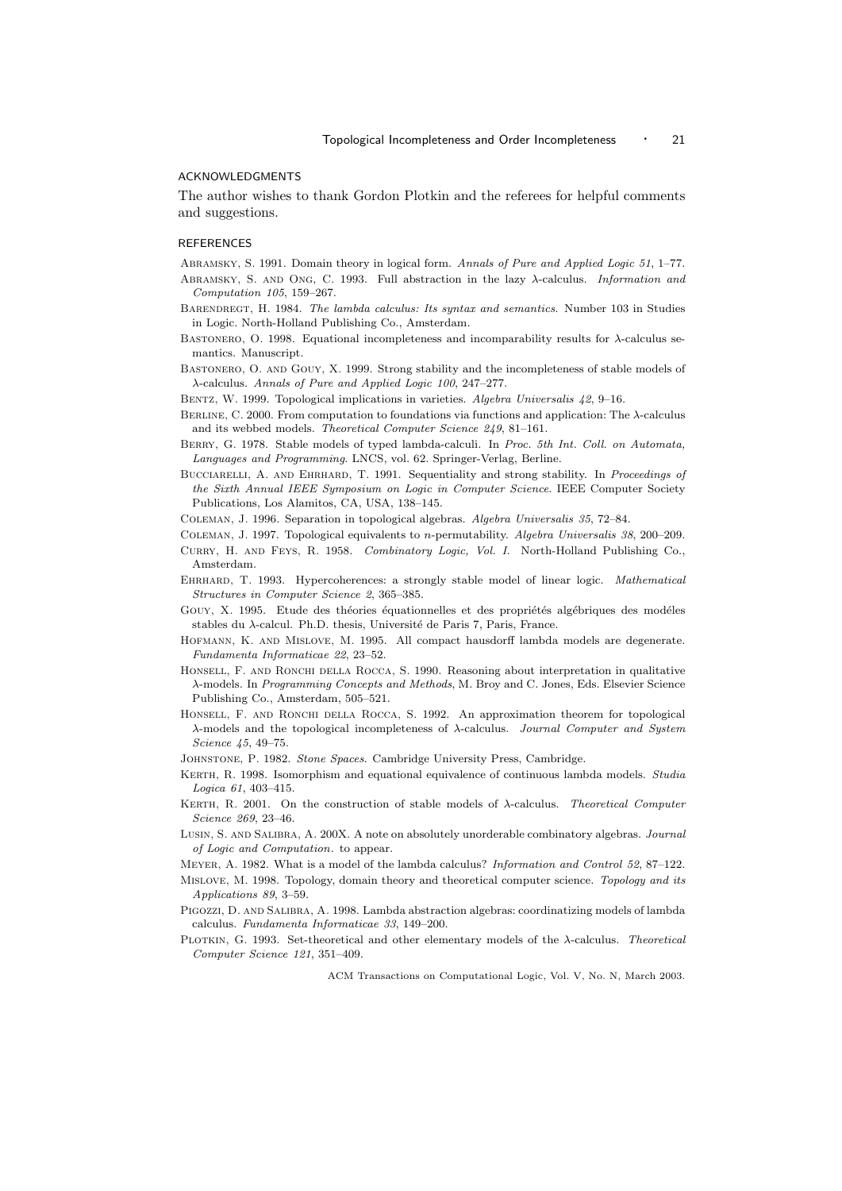## ACKNOWLEDGMENTS

The author wishes to thank Gordon Plotkin and the referees for helpful comments and suggestions.

## REFERENCES

Abramsky, S. 1991. Domain theory in logical form. *Annals of Pure and Applied Logic 51*, 1–77.

Abramsky, S. and Ong, C. 1993. Full abstraction in the lazy $\lambda$-calculus. *Information and Computation 105*, 159–267.

Barendregt, H. 1984. *The lambda calculus: Its syntax and semantics*. Number 103 in Studies in Logic. North-Holland Publishing Co., Amsterdam.

Bastonero, O. 1998. Equational incompleteness and incomparability results for $\lambda$-calculus semantics. Manuscript.

Bastonero, O. and Gouy, X. 1999. Strong stability and the incompleteness of stable models of $\lambda$-calculus. *Annals of Pure and Applied Logic 100*, 247–277.

Bentz, W. 1999. Topological implications in varieties. *Algebra Universalis 42*, 9–16.

Berline, C. 2000. From computation to foundations via functions and application: The $\lambda$-calculus and its webbed models. *Theoretical Computer Science 249*, 81–161.

Berry, G. 1978. Stable models of typed lambda-calculi. In *Proc. 5th Int. Coll. on Automata, Languages and Programming*. LNCS, vol. 62. Springer-Verlag, Berline.

Bucciarelli, A. and Ehrhard, T. 1991. Sequentiality and strong stability. In *Proceedings of the Sixth Annual IEEE Symposium on Logic in Computer Science*. IEEE Computer Society Publications, Los Alamitos, CA, USA, 138–145.

Coleman, J. 1996. Separation in topological algebras. *Algebra Universalis 35*, 72–84.

Coleman, J. 1997. Topological equivalents to $n$-permutability. *Algebra Universalis 38*, 200–209.

Curry, H. and Feys, R. 1958. *Combinatory Logic, Vol. I*. North-Holland Publishing Co., Amsterdam.

Ehrhard, T. 1993. Hypercoherences: a strongly stable model of linear logic. *Mathematical Structures in Computer Science 2*, 365–385.

Gouy, X. 1995. Etude des théories équationnelles et des propriétés algébriques des modéles stables du $\lambda$-calcul. Ph.D. thesis, Université de Paris 7, Paris, France.

Hofmann, K. and Mislove, M. 1995. All compact hausdorff lambda models are degenerate. *Fundamenta Informaticae 22*, 23–52.

Honsell, F. and Ronchi della Rocca, S. 1990. Reasoning about interpretation in qualitative $\lambda$-models. In *Programming Concepts and Methods*, M. Broy and C. Jones, Eds. Elsevier Science Publishing Co., Amsterdam, 505–521.

Honsell, F. and Ronchi della Rocca, S. 1992. An approximation theorem for topological $\lambda$-models and the topological incompleteness of $\lambda$-calculus. *Journal Computer and System Science 45*, 49–75.

Johnstone, P. 1982. *Stone Spaces*. Cambridge University Press, Cambridge.

Kerth, R. 1998. Isomorphism and equational equivalence of continuous lambda models. *Studia Logica 61*, 403–415.

Kerth, R. 2001. On the construction of stable models of $\lambda$-calculus. *Theoretical Computer Science 269*, 23–46.

Lusin, S. and Salibra, A. 200X. A note on absolutely unorderable combinatory algebras. *Journal of Logic and Computation*. to appear.

Meyer, A. 1982. What is a model of the lambda calculus? *Information and Control 52*, 87–122.

Mislove, M. 1998. Topology, domain theory and theoretical computer science. *Topology and its Applications 89*, 3–59.

Pigozzi, D. and Salibra, A. 1998. Lambda abstraction algebras: coordinatizing models of lambda calculus. *Fundamenta Informaticae 33*, 149–200.

Plotkin, G. 1993. Set-theoretical and other elementary models of the $\lambda$-calculus. *Theoretical Computer Science 121*, 351–409.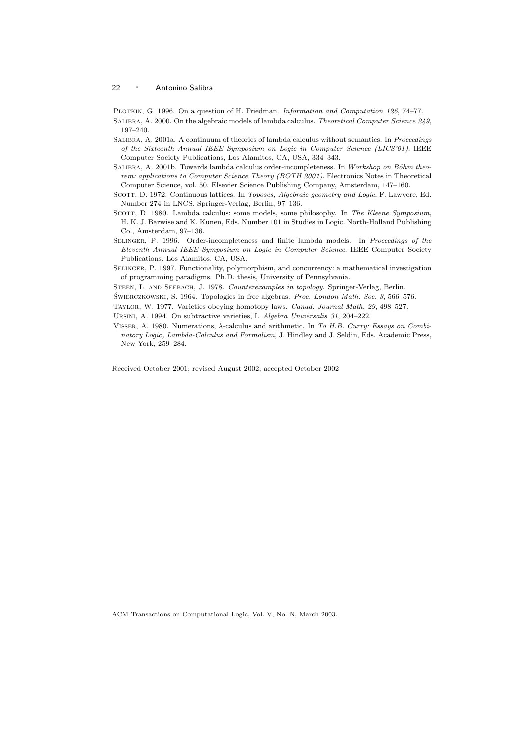Plotkin, G. 1996. On a question of H. Friedman. *Information and Computation 126*, 74–77.

Salibra, A. 2000. On the algebraic models of lambda calculus. *Theoretical Computer Science 249*, 197–240.

Salibra, A. 2001a. A continuum of theories of lambda calculus without semantics. In *Proceedings of the Sixteenth Annual IEEE Symposium on Logic in Computer Science (LICS'01)*. IEEE Computer Society Publications, Los Alamitos, CA, USA, 334–343.

Salibra, A. 2001b. Towards lambda calculus order-incompleteness. In *Workshop on Böhm theorem: applications to Computer Science Theory (BOTH 2001)*. Electronics Notes in Theoretical Computer Science, vol. 50. Elsevier Science Publishing Company, Amsterdam, 147–160.

Scott, D. 1972. Continuous lattices. In *Toposes, Algebraic geometry and Logic*, F. Lawvere, Ed. Number 274 in LNCS. Springer-Verlag, Berlin, 97–136.

Scott, D. 1980. Lambda calculus: some models, some philosophy. In *The Kleene Symposium*, H. K. J. Barwise and K. Kunen, Eds. Number 101 in Studies in Logic. North-Holland Publishing Co., Amsterdam, 97–136.

Selinger, P. 1996. Order-incompleteness and finite lambda models. In *Proceedings of the Eleventh Annual IEEE Symposium on Logic in Computer Science*. IEEE Computer Society Publications, Los Alamitos, CA, USA.

Selinger, P. 1997. Functionality, polymorphism, and concurrency: a mathematical investigation of programming paradigms. Ph.D. thesis, University of Pennsylvania.

Steen, L. and Seebach, J. 1978. *Counterexamples in topology*. Springer-Verlag, Berlin.

Świerczkowski, S. 1964. Topologies in free algebras. *Proc. London Math. Soc. 3*, 566–576.

Taylor, W. 1977. Varieties obeying homotopy laws. *Canad. Journal Math. 29*, 498–527.

Ursini, A. 1994. On subtractive varieties, I. *Algebra Universalis 31*, 204–222.

Visser, A. 1980. Numerations, λ-calculus and arithmetic. In *To H.B. Curry: Essays on Combinatory Logic, Lambda-Calculus and Formalism*, J. Hindley and J. Seldin, Eds. Academic Press, New York, 259–284.

Received October 2001; revised August 2002; accepted October 2002